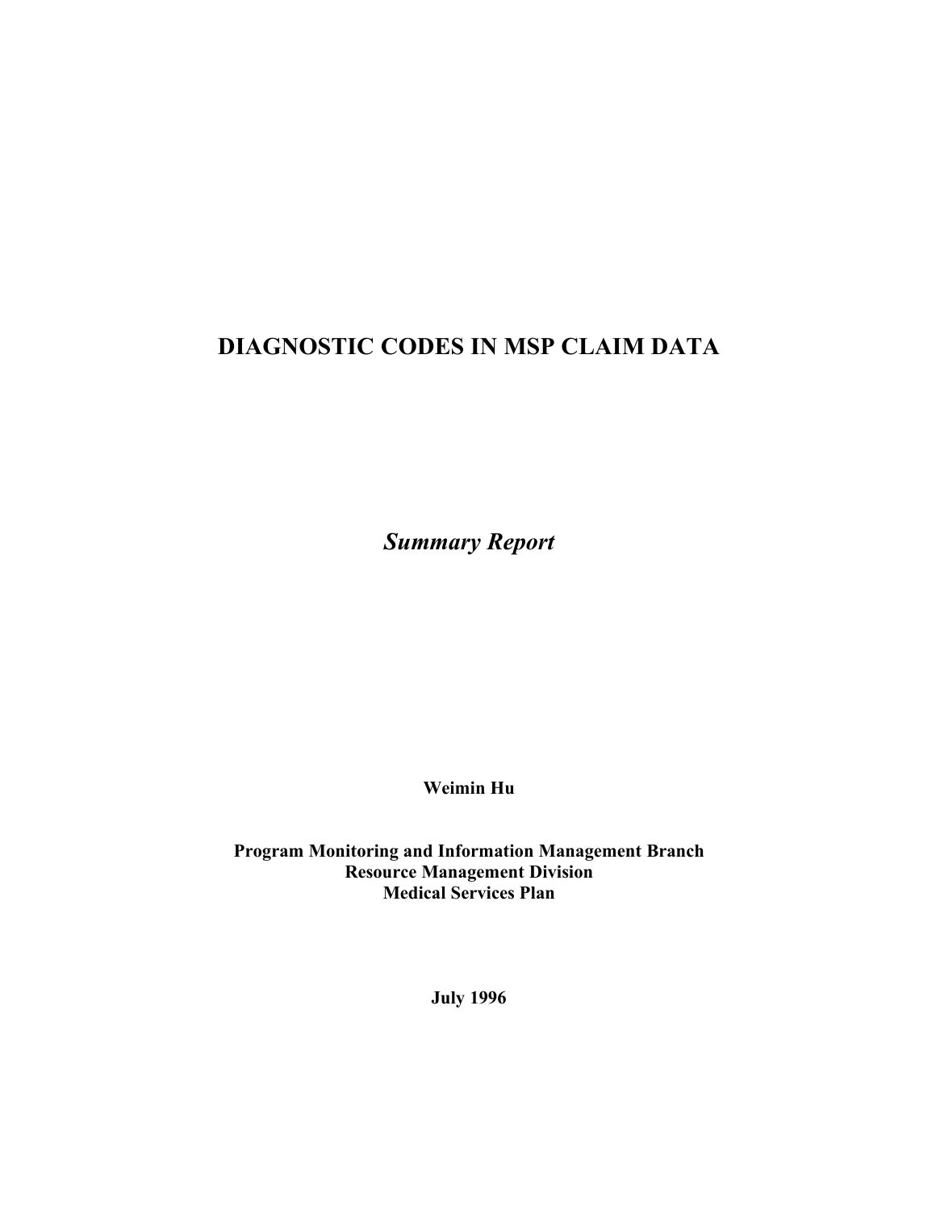# DIAGNOSTIC CODES IN MSP CLAIM DATA

*Summary Report*

**Weimin Hu**

**Program Monitoring and Information Management Branch**
**Resource Management Division**
**Medical Services Plan**

**July 1996**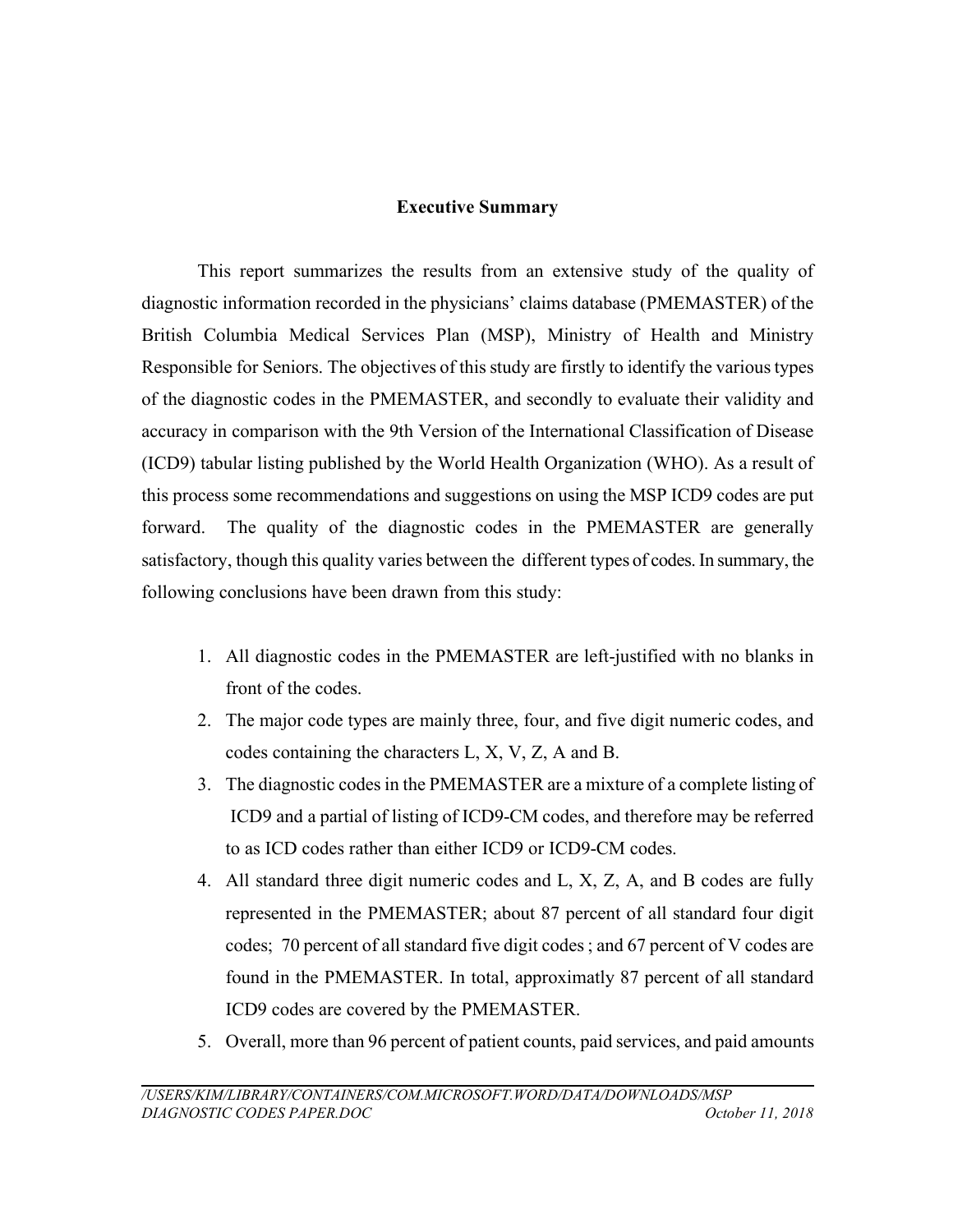## Executive Summary

This report summarizes the results from an extensive study of the quality of diagnostic information recorded in the physicians' claims database (PMEMASTER) of the British Columbia Medical Services Plan (MSP), Ministry of Health and Ministry Responsible for Seniors. The objectives of this study are firstly to identify the various types of the diagnostic codes in the PMEMASTER, and secondly to evaluate their validity and accuracy in comparison with the 9th Version of the International Classification of Disease (ICD9) tabular listing published by the World Health Organization (WHO). As a result of this process some recommendations and suggestions on using the MSP ICD9 codes are put forward. The quality of the diagnostic codes in the PMEMASTER are generally satisfactory, though this quality varies between the different types of codes. In summary, the following conclusions have been drawn from this study:

1. All diagnostic codes in the PMEMASTER are left-justified with no blanks in front of the codes.
2. The major code types are mainly three, four, and five digit numeric codes, and codes containing the characters L, X, V, Z, A and B.
3. The diagnostic codes in the PMEMASTER are a mixture of a complete listing of ICD9 and a partial of listing of ICD9-CM codes, and therefore may be referred to as ICD codes rather than either ICD9 or ICD9-CM codes.
4. All standard three digit numeric codes and L, X, Z, A, and B codes are fully represented in the PMEMASTER; about 87 percent of all standard four digit codes; 70 percent of all standard five digit codes ; and 67 percent of V codes are found in the PMEMASTER. In total, approximatly 87 percent of all standard ICD9 codes are covered by the PMEMASTER.
5. Overall, more than 96 percent of patient counts, paid services, and paid amounts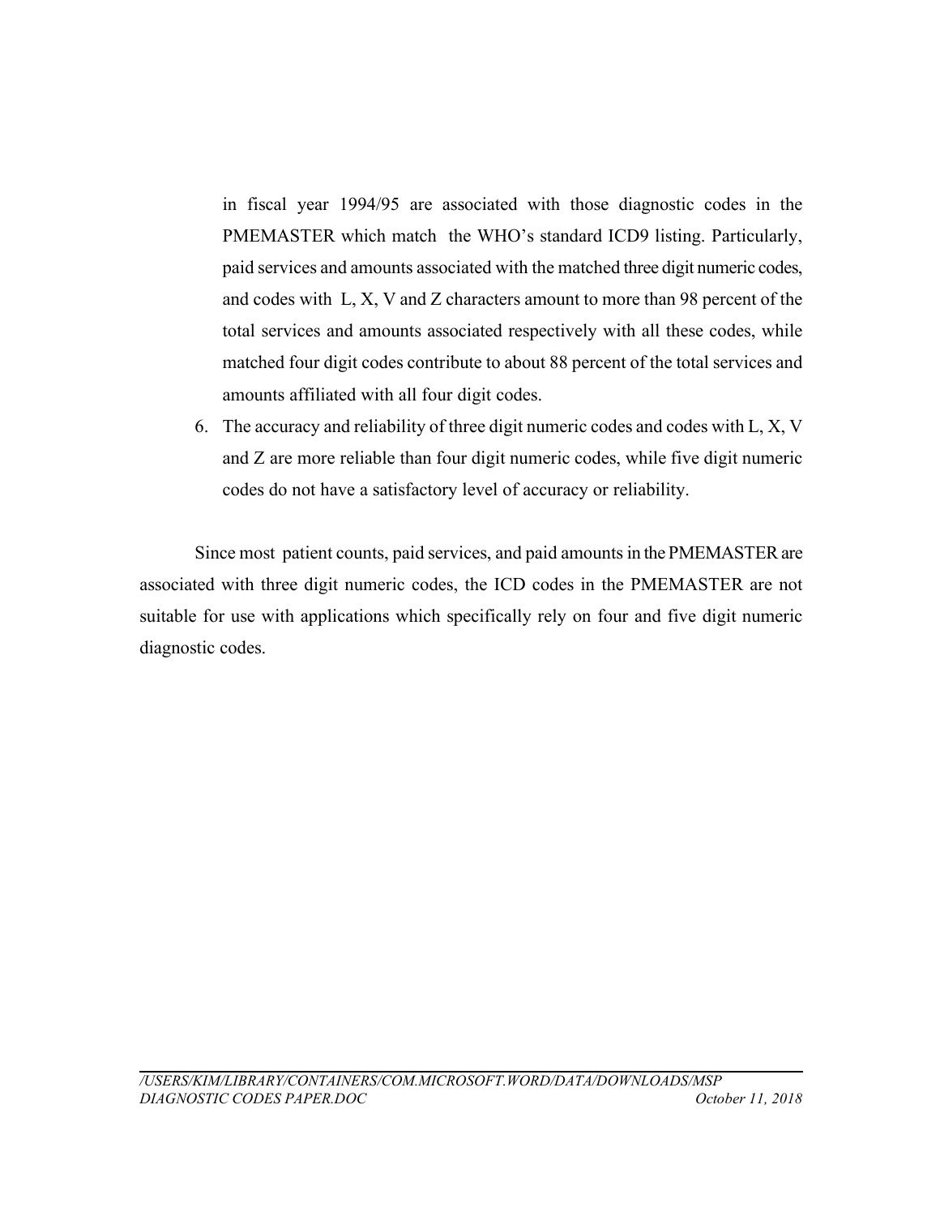in fiscal year 1994/95 are associated with those diagnostic codes in the PMEMASTER which match the WHO's standard ICD9 listing. Particularly, paid services and amounts associated with the matched three digit numeric codes, and codes with L, X, V and Z characters amount to more than 98 percent of the total services and amounts associated respectively with all these codes, while matched four digit codes contribute to about 88 percent of the total services and amounts affiliated with all four digit codes.

6. The accuracy and reliability of three digit numeric codes and codes with L, X, V and Z are more reliable than four digit numeric codes, while five digit numeric codes do not have a satisfactory level of accuracy or reliability.

Since most patient counts, paid services, and paid amounts in the PMEMASTER are associated with three digit numeric codes, the ICD codes in the PMEMASTER are not suitable for use with applications which specifically rely on four and five digit numeric diagnostic codes.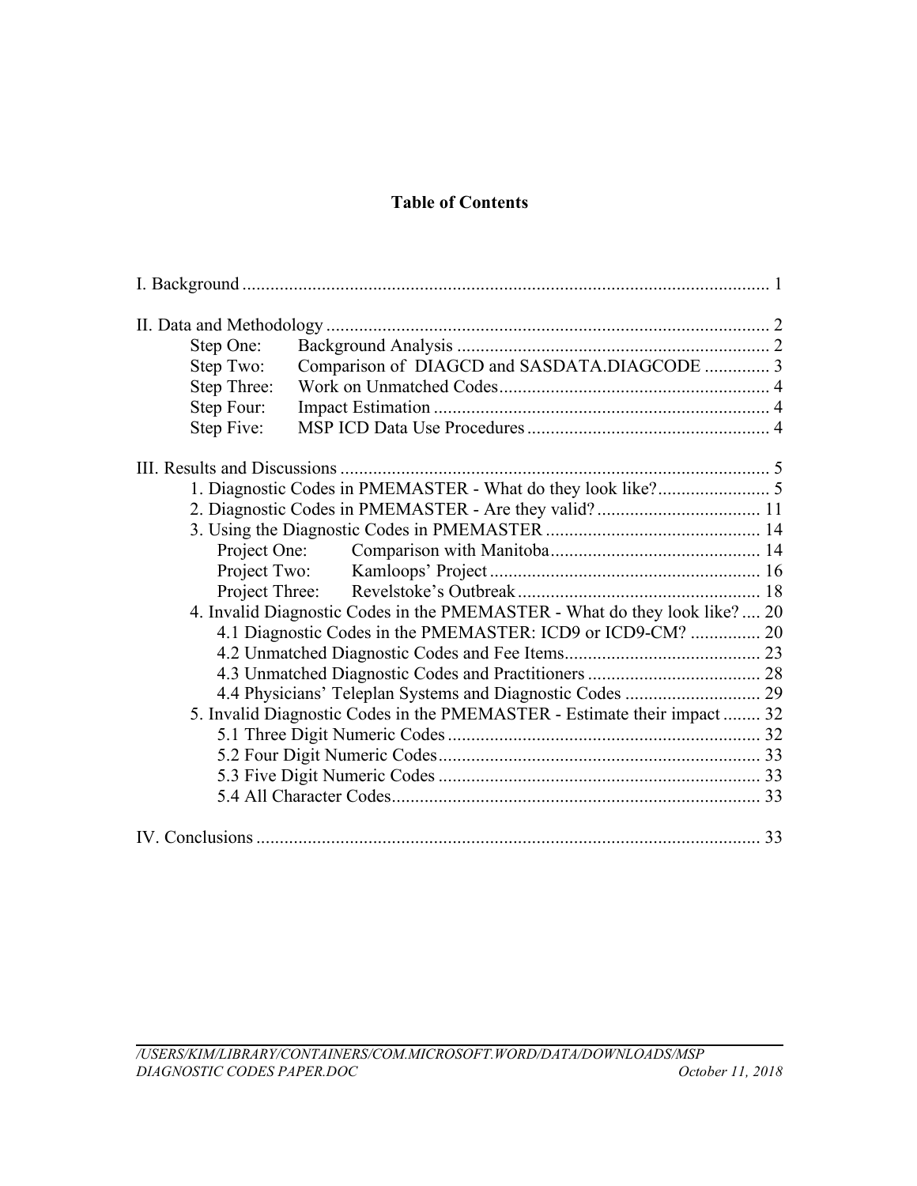# Table of Contents

I. Background ..... 1

II. Data and Methodology ..... 2
- Step One: Background Analysis ..... 2
- Step Two: Comparison of DIAGCD and SASDATA.DIAGCODE ..... 3
- Step Three: Work on Unmatched Codes ..... 4
- Step Four: Impact Estimation ..... 4
- Step Five: MSP ICD Data Use Procedures ..... 4

III. Results and Discussions ..... 5
- 1. Diagnostic Codes in PMEMASTER - What do they look like? ..... 5
- 2. Diagnostic Codes in PMEMASTER - Are they valid? ..... 11
- 3. Using the Diagnostic Codes in PMEMASTER ..... 14
  - Project One: Comparison with Manitoba ..... 14
  - Project Two: Kamloops' Project ..... 16
  - Project Three: Revelstoke's Outbreak ..... 18
- 4. Invalid Diagnostic Codes in the PMEMASTER - What do they look like? ..... 20
  - 4.1 Diagnostic Codes in the PMEMASTER: ICD9 or ICD9-CM? ..... 20
  - 4.2 Unmatched Diagnostic Codes and Fee Items ..... 23
  - 4.3 Unmatched Diagnostic Codes and Practitioners ..... 28
  - 4.4 Physicians' Teleplan Systems and Diagnostic Codes ..... 29
- 5. Invalid Diagnostic Codes in the PMEMASTER - Estimate their impact ..... 32
  - 5.1 Three Digit Numeric Codes ..... 32
  - 5.2 Four Digit Numeric Codes ..... 33
  - 5.3 Five Digit Numeric Codes ..... 33
  - 5.4 All Character Codes ..... 33

IV. Conclusions ..... 33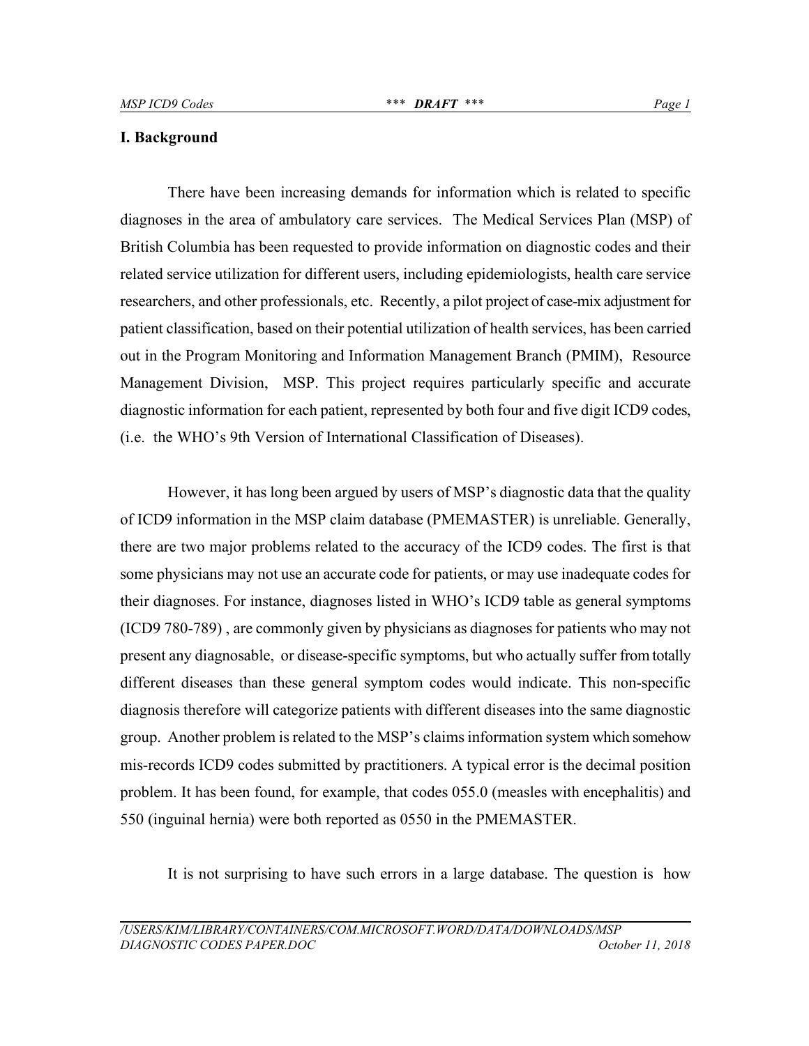## I. Background

There have been increasing demands for information which is related to specific diagnoses in the area of ambulatory care services. The Medical Services Plan (MSP) of British Columbia has been requested to provide information on diagnostic codes and their related service utilization for different users, including epidemiologists, health care service researchers, and other professionals, etc. Recently, a pilot project of case-mix adjustment for patient classification, based on their potential utilization of health services, has been carried out in the Program Monitoring and Information Management Branch (PMIM), Resource Management Division, MSP. This project requires particularly specific and accurate diagnostic information for each patient, represented by both four and five digit ICD9 codes, (i.e. the WHO's 9th Version of International Classification of Diseases).

However, it has long been argued by users of MSP's diagnostic data that the quality of ICD9 information in the MSP claim database (PMEMASTER) is unreliable. Generally, there are two major problems related to the accuracy of the ICD9 codes. The first is that some physicians may not use an accurate code for patients, or may use inadequate codes for their diagnoses. For instance, diagnoses listed in WHO's ICD9 table as general symptoms (ICD9 780-789) , are commonly given by physicians as diagnoses for patients who may not present any diagnosable, or disease-specific symptoms, but who actually suffer from totally different diseases than these general symptom codes would indicate. This non-specific diagnosis therefore will categorize patients with different diseases into the same diagnostic group. Another problem is related to the MSP's claims information system which somehow mis-records ICD9 codes submitted by practitioners. A typical error is the decimal position problem. It has been found, for example, that codes 055.0 (measles with encephalitis) and 550 (inguinal hernia) were both reported as 0550 in the PMEMASTER.

It is not surprising to have such errors in a large database. The question is how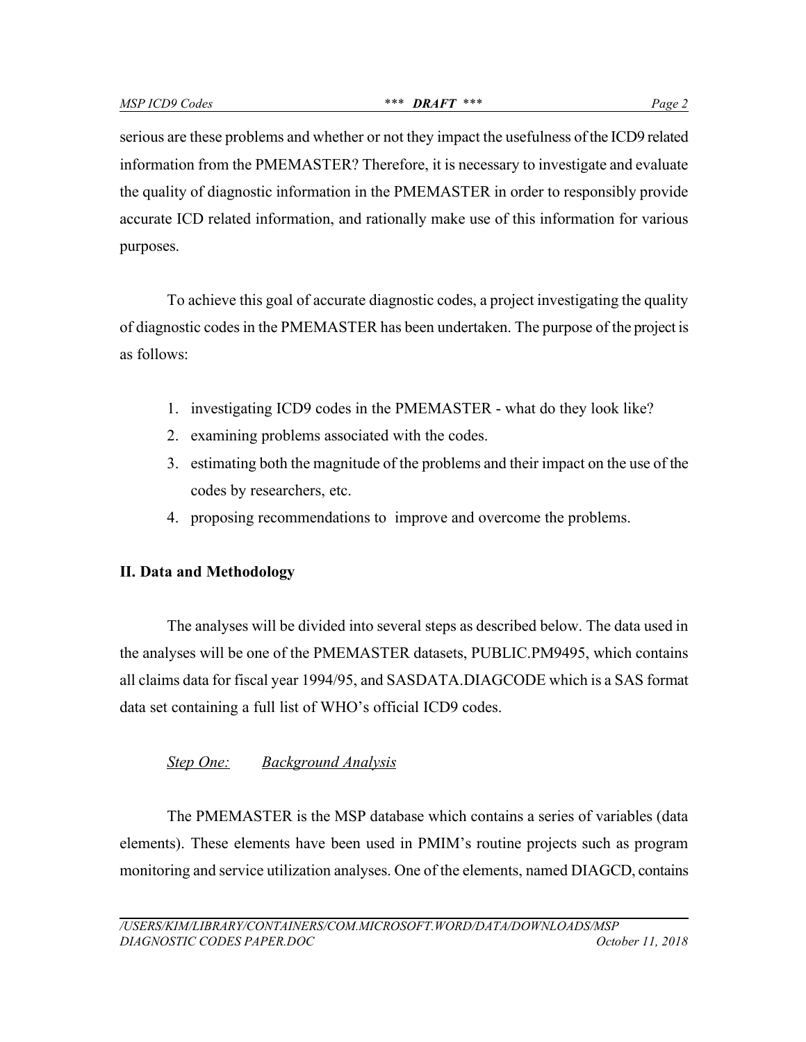serious are these problems and whether or not they impact the usefulness of the ICD9 related information from the PMEMASTER? Therefore, it is necessary to investigate and evaluate the quality of diagnostic information in the PMEMASTER in order to responsibly provide accurate ICD related information, and rationally make use of this information for various purposes.

To achieve this goal of accurate diagnostic codes, a project investigating the quality of diagnostic codes in the PMEMASTER has been undertaken. The purpose of the project is as follows:

1. investigating ICD9 codes in the PMEMASTER - what do they look like?
2. examining problems associated with the codes.
3. estimating both the magnitude of the problems and their impact on the use of the codes by researchers, etc.
4. proposing recommendations to improve and overcome the problems.

## II. Data and Methodology

The analyses will be divided into several steps as described below. The data used in the analyses will be one of the PMEMASTER datasets, PUBLIC.PM9495, which contains all claims data for fiscal year 1994/95, and SASDATA.DIAGCODE which is a SAS format data set containing a full list of WHO's official ICD9 codes.

### *Step One: Background Analysis*

The PMEMASTER is the MSP database which contains a series of variables (data elements). These elements have been used in PMIM's routine projects such as program monitoring and service utilization analyses. One of the elements, named DIAGCD, contains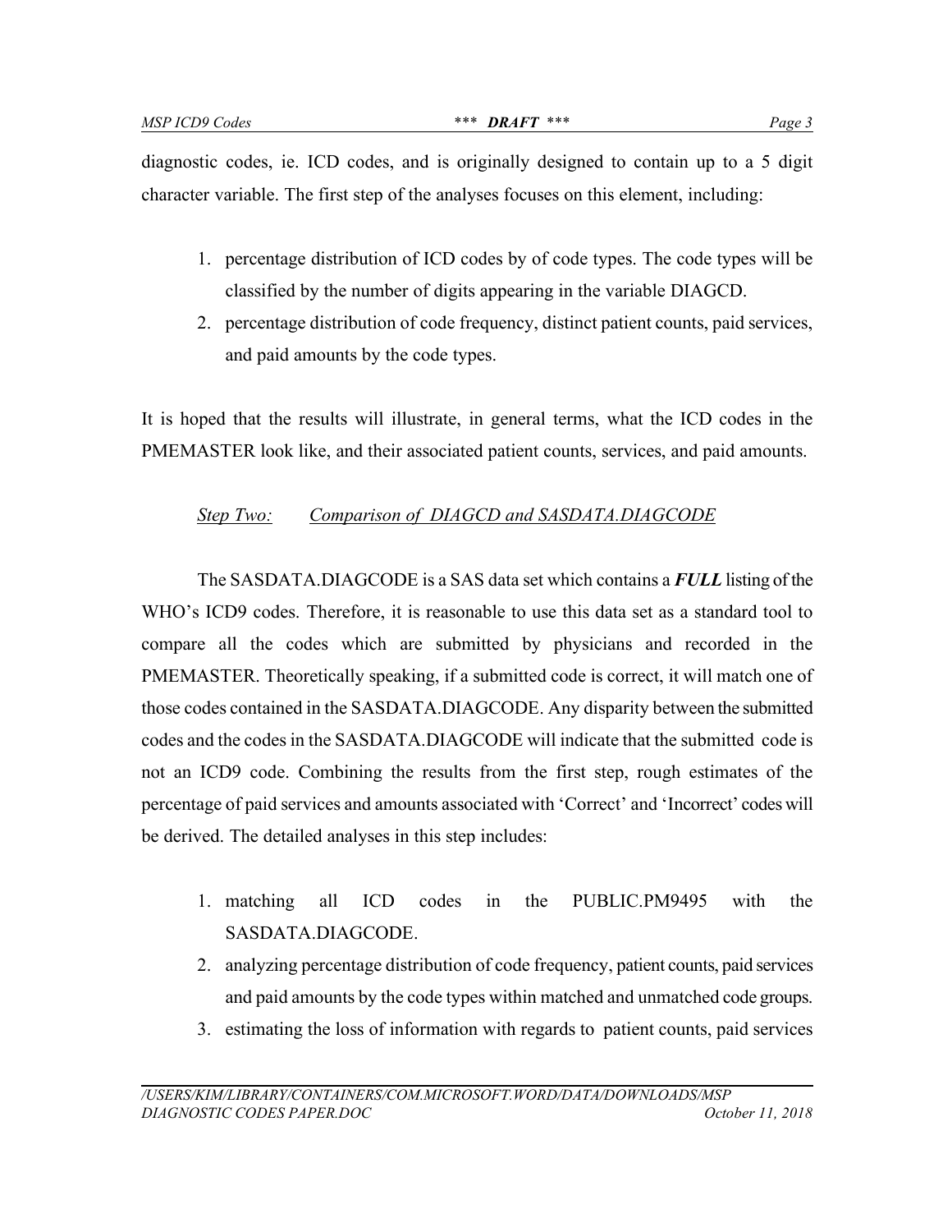diagnostic codes, ie. ICD codes, and is originally designed to contain up to a 5 digit character variable. The first step of the analyses focuses on this element, including:

1. percentage distribution of ICD codes by of code types. The code types will be classified by the number of digits appearing in the variable DIAGCD.
2. percentage distribution of code frequency, distinct patient counts, paid services, and paid amounts by the code types.

It is hoped that the results will illustrate, in general terms, what the ICD codes in the PMEMASTER look like, and their associated patient counts, services, and paid amounts.

*Step Two: Comparison of DIAGCD and SASDATA.DIAGCODE*

The SASDATA.DIAGCODE is a SAS data set which contains a ***FULL*** listing of the WHO's ICD9 codes. Therefore, it is reasonable to use this data set as a standard tool to compare all the codes which are submitted by physicians and recorded in the PMEMASTER. Theoretically speaking, if a submitted code is correct, it will match one of those codes contained in the SASDATA.DIAGCODE. Any disparity between the submitted codes and the codes in the SASDATA.DIAGCODE will indicate that the submitted code is not an ICD9 code. Combining the results from the first step, rough estimates of the percentage of paid services and amounts associated with 'Correct' and 'Incorrect' codes will be derived. The detailed analyses in this step includes:

1. matching all ICD codes in the PUBLIC.PM9495 with the SASDATA.DIAGCODE.
2. analyzing percentage distribution of code frequency, patient counts, paid services and paid amounts by the code types within matched and unmatched code groups.
3. estimating the loss of information with regards to patient counts, paid services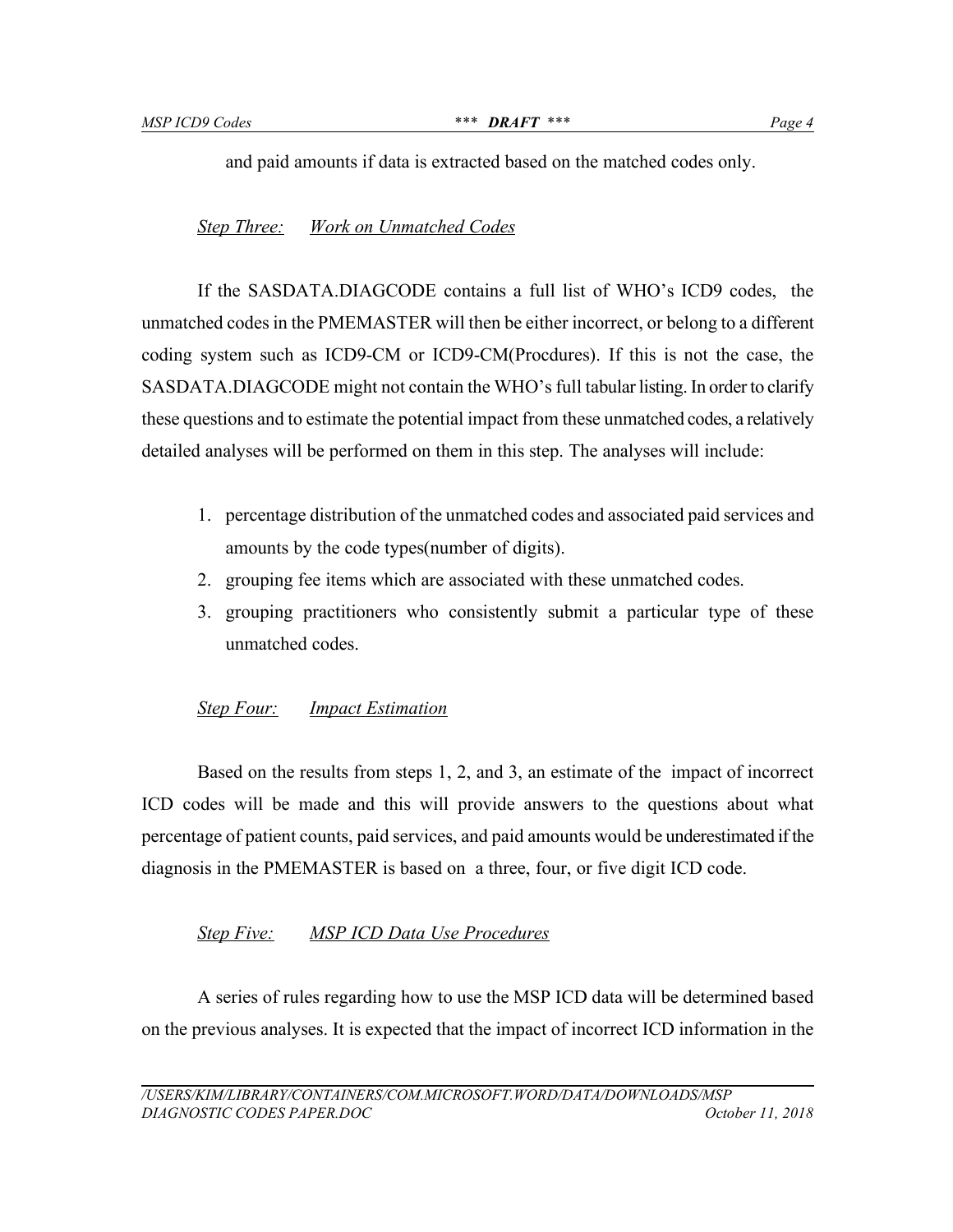and paid amounts if data is extracted based on the matched codes only.

*Step Three:* *Work on Unmatched Codes*

If the SASDATA.DIAGCODE contains a full list of WHO's ICD9 codes, the unmatched codes in the PMEMASTER will then be either incorrect, or belong to a different coding system such as ICD9-CM or ICD9-CM(Procdures). If this is not the case, the SASDATA.DIAGCODE might not contain the WHO's full tabular listing. In order to clarify these questions and to estimate the potential impact from these unmatched codes, a relatively detailed analyses will be performed on them in this step. The analyses will include:

1. percentage distribution of the unmatched codes and associated paid services and amounts by the code types(number of digits).
2. grouping fee items which are associated with these unmatched codes.
3. grouping practitioners who consistently submit a particular type of these unmatched codes.

*Step Four:* *Impact Estimation*

Based on the results from steps 1, 2, and 3, an estimate of the impact of incorrect ICD codes will be made and this will provide answers to the questions about what percentage of patient counts, paid services, and paid amounts would be underestimated if the diagnosis in the PMEMASTER is based on a three, four, or five digit ICD code.

*Step Five:* *MSP ICD Data Use Procedures*

A series of rules regarding how to use the MSP ICD data will be determined based on the previous analyses. It is expected that the impact of incorrect ICD information in the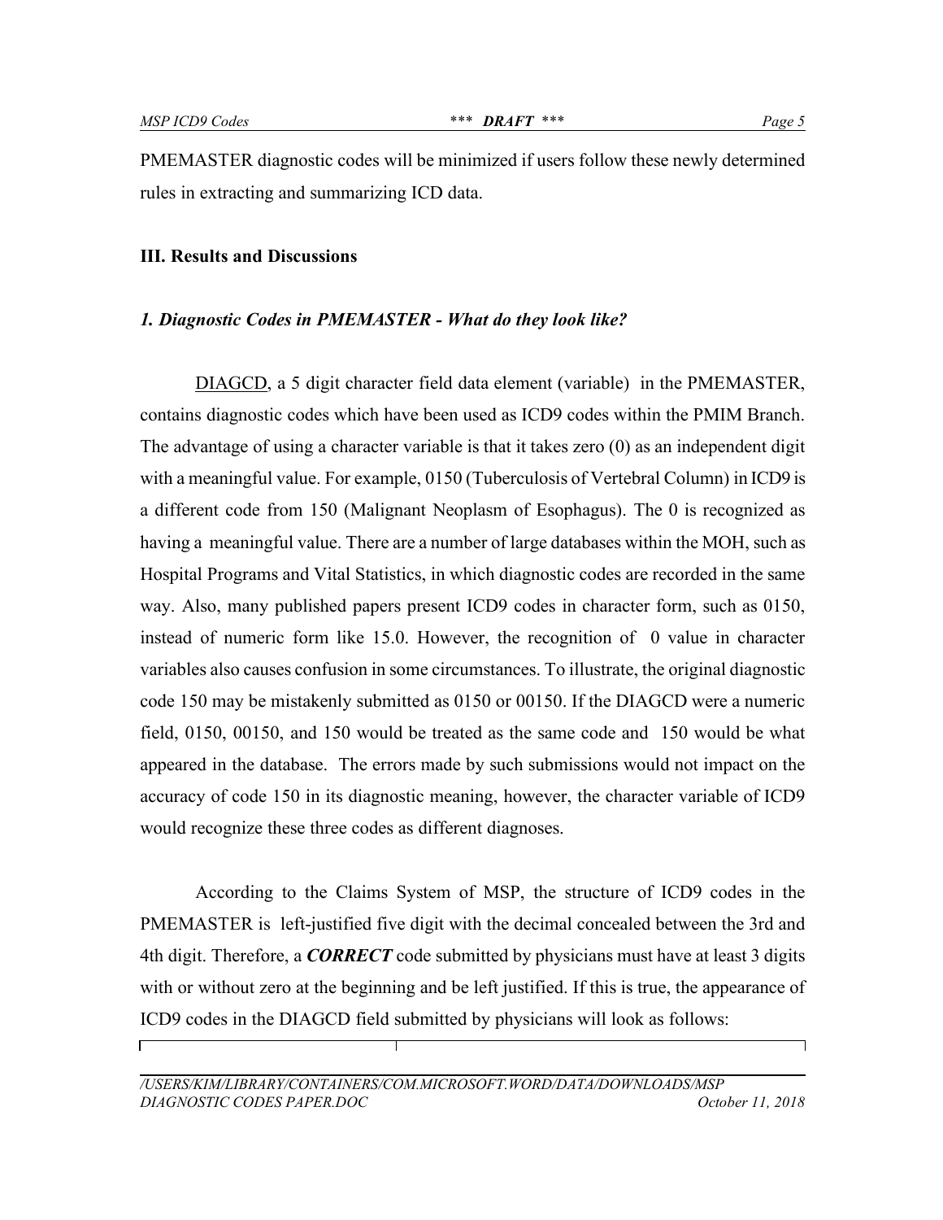PMEMASTER diagnostic codes will be minimized if users follow these newly determined rules in extracting and summarizing ICD data.

### III. Results and Discussions

#### *1. Diagnostic Codes in PMEMASTER - What do they look like?*

DIAGCD, a 5 digit character field data element (variable) in the PMEMASTER, contains diagnostic codes which have been used as ICD9 codes within the PMIM Branch. The advantage of using a character variable is that it takes zero (0) as an independent digit with a meaningful value. For example, 0150 (Tuberculosis of Vertebral Column) in ICD9 is a different code from 150 (Malignant Neoplasm of Esophagus). The 0 is recognized as having a meaningful value. There are a number of large databases within the MOH, such as Hospital Programs and Vital Statistics, in which diagnostic codes are recorded in the same way. Also, many published papers present ICD9 codes in character form, such as 0150, instead of numeric form like 15.0. However, the recognition of 0 value in character variables also causes confusion in some circumstances. To illustrate, the original diagnostic code 150 may be mistakenly submitted as 0150 or 00150. If the DIAGCD were a numeric field, 0150, 00150, and 150 would be treated as the same code and 150 would be what appeared in the database. The errors made by such submissions would not impact on the accuracy of code 150 in its diagnostic meaning, however, the character variable of ICD9 would recognize these three codes as different diagnoses.

According to the Claims System of MSP, the structure of ICD9 codes in the PMEMASTER is left-justified five digit with the decimal concealed between the 3rd and 4th digit. Therefore, a ***CORRECT*** code submitted by physicians must have at least 3 digits with or without zero at the beginning and be left justified. If this is true, the appearance of ICD9 codes in the DIAGCD field submitted by physicians will look as follows: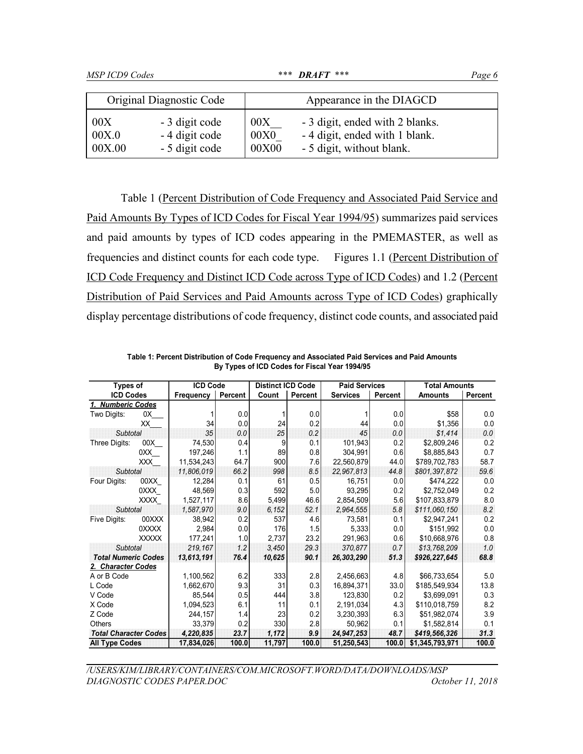| Original Diagnostic Code | | Appearance in the DIAGCD | |
|---|---|---|---|
| 00X | - 3 digit code | 00X__ | - 3 digit, ended with 2 blanks. |
| 00X.0 | - 4 digit code | 00X0_ | - 4 digit, ended with 1 blank. |
| 00X.00 | - 5 digit code | 00X00 | - 5 digit, without blank. |

Table 1 (Percent Distribution of Code Frequency and Associated Paid Service and Paid Amounts By Types of ICD Codes for Fiscal Year 1994/95) summarizes paid services and paid amounts by types of ICD codes appearing in the PMEMASTER, as well as frequencies and distinct counts for each code type. Figures 1.1 (Percent Distribution of ICD Code Frequency and Distinct ICD Code across Type of ICD Codes) and 1.2 (Percent Distribution of Paid Services and Paid Amounts across Type of ICD Codes) graphically display percentage distributions of code frequency, distinct code counts, and associated paid

**Table 1: Percent Distribution of Code Frequency and Associated Paid Services and Paid Amounts By Types of ICD Codes for Fiscal Year 1994/95**

| Types of ICD Codes | | ICD Code | | Distinct ICD Code | | Paid Services | | Total Amounts | |
|---|---|---|---|---|---|---|---|---|---|
| | | Frequency | Percent | Count | Percent | Services | Percent | Amounts | Percent |
| ***1. Numberic Codes*** | | | | | | | | | |
| Two Digits: | 0X___ | 1 | 0.0 | 1 | 0.0 | 1 | 0.0 | $58 | 0.0 |
| | XX___ | 34 | 0.0 | 24 | 0.2 | 44 | 0.0 | $1,356 | 0.0 |
| *Subtotal* | | *35* | *0.0* | *25* | *0.2* | *45* | *0.0* | *$1,414* | *0.0* |
| Three Digits: | 00X__ | 74,530 | 0.4 | 9 | 0.1 | 101,943 | 0.2 | $2,809,246 | 0.2 |
| | 0XX__ | 197,246 | 1.1 | 89 | 0.8 | 304,991 | 0.6 | $8,885,843 | 0.7 |
| | XXX__ | 11,534,243 | 64.7 | 900 | 7.6 | 22,560,879 | 44.0 | $789,702,783 | 58.7 |
| *Subtotal* | | *11,806,019* | *66.2* | *998* | *8.5* | *22,967,813* | *44.8* | *$801,397,872* | *59.6* |
| Four Digits: | 00XX_ | 12,284 | 0.1 | 61 | 0.5 | 16,751 | 0.0 | $474,222 | 0.0 |
| | 0XXX_ | 48,569 | 0.3 | 592 | 5.0 | 93,295 | 0.2 | $2,752,049 | 0.2 |
| | XXXX_ | 1,527,117 | 8.6 | 5,499 | 46.6 | 2,854,509 | 5.6 | $107,833,879 | 8.0 |
| *Subtotal* | | *1,587,970* | *9.0* | *6,152* | *52.1* | *2,964,555* | *5.8* | *$111,060,150* | *8.2* |
| Five Digits: | 00XXX | 38,942 | 0.2 | 537 | 4.6 | 73,581 | 0.1 | $2,947,241 | 0.2 |
| | 0XXXX | 2,984 | 0.0 | 176 | 1.5 | 5,333 | 0.0 | $151,992 | 0.0 |
| | XXXXX | 177,241 | 1.0 | 2,737 | 23.2 | 291,963 | 0.6 | $10,668,976 | 0.8 |
| *Subtotal* | | *219,167* | *1.2* | *3,450* | *29.3* | *370,877* | *0.7* | *$13,768,209* | *1.0* |
| ***Total Numeric Codes*** | | ***13,613,191*** | ***76.4*** | ***10,625*** | ***90.1*** | ***26,303,290*** | ***51.3*** | ***$926,227,645*** | ***68.8*** |
| ***2. Character Codes*** | | | | | | | | | |
| A or B Code | | 1,100,562 | 6.2 | 333 | 2.8 | 2,456,663 | 4.8 | $66,733,654 | 5.0 |
| L Code | | 1,662,670 | 9.3 | 31 | 0.3 | 16,894,371 | 33.0 | $185,549,934 | 13.8 |
| V Code | | 85,544 | 0.5 | 444 | 3.8 | 123,830 | 0.2 | $3,699,091 | 0.3 |
| X Code | | 1,094,523 | 6.1 | 11 | 0.1 | 2,191,034 | 4.3 | $110,018,759 | 8.2 |
| Z Code | | 244,157 | 1.4 | 23 | 0.2 | 3,230,393 | 6.3 | $51,982,074 | 3.9 |
| Others | | 33,379 | 0.2 | 330 | 2.8 | 50,962 | 0.1 | $1,582,814 | 0.1 |
| ***Total Character Codes*** | | ***4,220,835*** | ***23.7*** | ***1,172*** | ***9.9*** | ***24,947,253*** | ***48.7*** | ***$419,566,326*** | ***31.3*** |
| **All Type Codes** | | **17,834,026** | **100.0** | **11,797** | **100.0** | **51,250,543** | **100.0** | **$1,345,793,971** | **100.0** |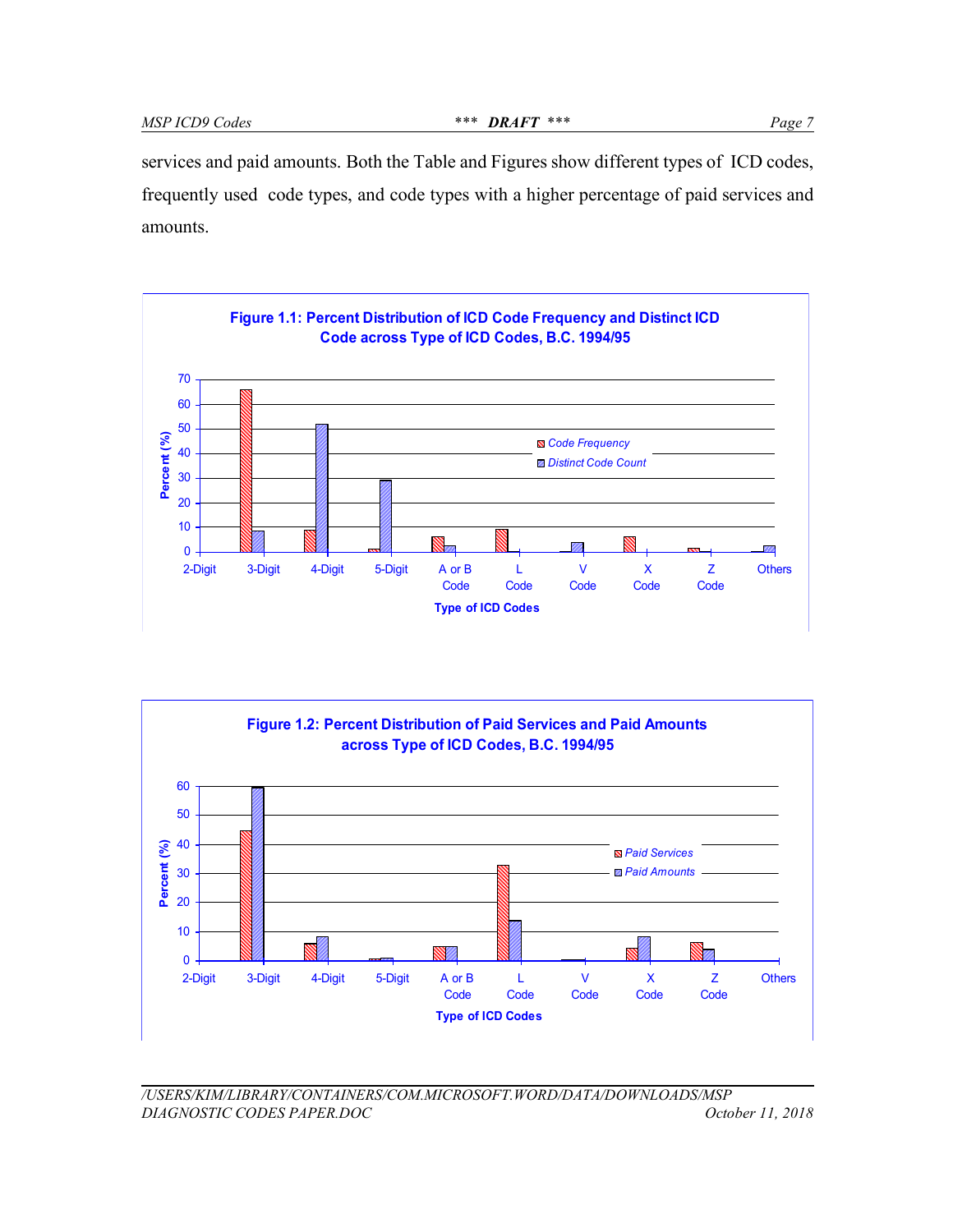services and paid amounts. Both the Table and Figures show different types of ICD codes, frequently used code types, and code types with a higher percentage of paid services and amounts.

**Figure 1.1: Percent Distribution of ICD Code Frequency and Distinct ICD Code across Type of ICD Codes, B.C. 1994/95**

**Figure 1.2: Percent Distribution of Paid Services and Paid Amounts across Type of ICD Codes, B.C. 1994/95**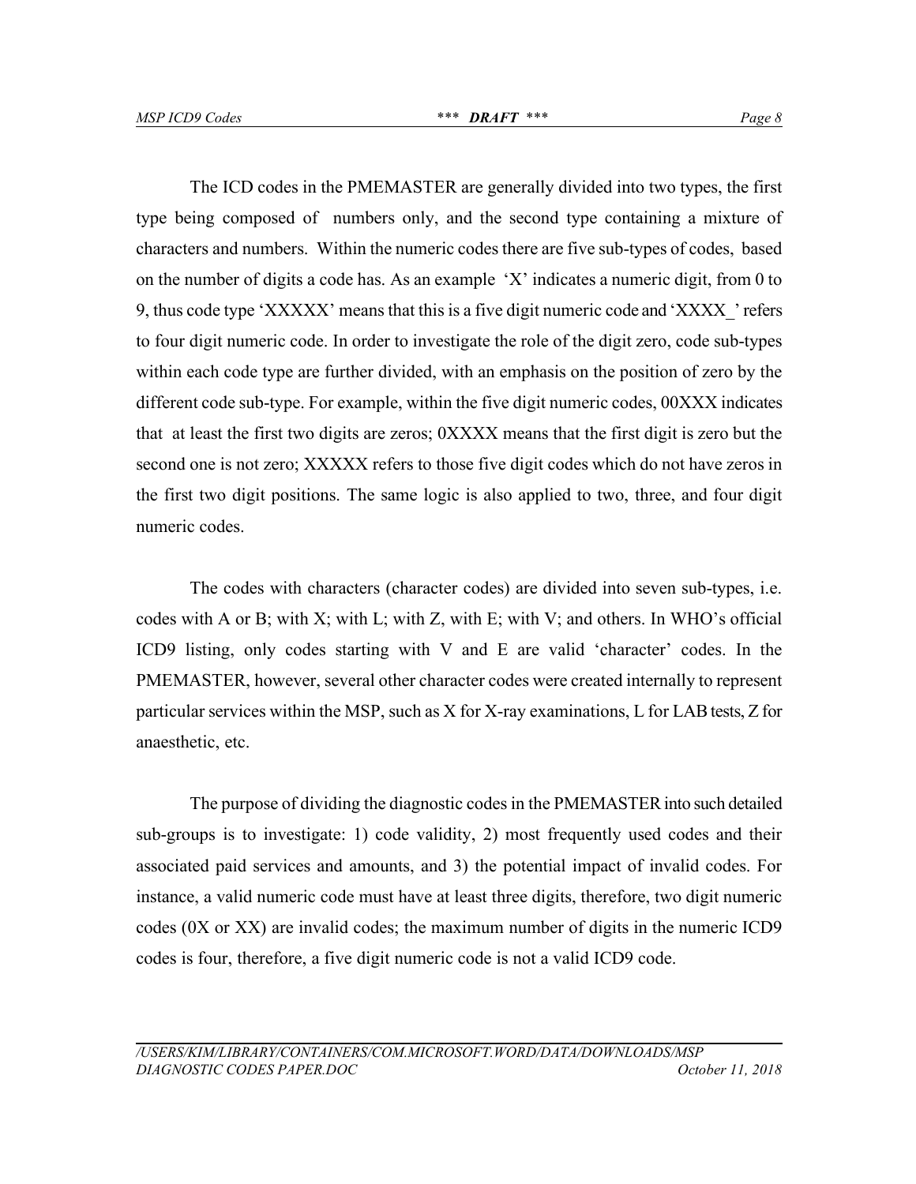The ICD codes in the PMEMASTER are generally divided into two types, the first type being composed of numbers only, and the second type containing a mixture of characters and numbers. Within the numeric codes there are five sub-types of codes, based on the number of digits a code has. As an example 'X' indicates a numeric digit, from 0 to 9, thus code type 'XXXXX' means that this is a five digit numeric code and 'XXXX_' refers to four digit numeric code. In order to investigate the role of the digit zero, code sub-types within each code type are further divided, with an emphasis on the position of zero by the different code sub-type. For example, within the five digit numeric codes, 00XXX indicates that at least the first two digits are zeros; 0XXXX means that the first digit is zero but the second one is not zero; XXXXX refers to those five digit codes which do not have zeros in the first two digit positions. The same logic is also applied to two, three, and four digit numeric codes.

The codes with characters (character codes) are divided into seven sub-types, i.e. codes with A or B; with X; with L; with Z, with E; with V; and others. In WHO's official ICD9 listing, only codes starting with V and E are valid 'character' codes. In the PMEMASTER, however, several other character codes were created internally to represent particular services within the MSP, such as X for X-ray examinations, L for LAB tests, Z for anaesthetic, etc.

The purpose of dividing the diagnostic codes in the PMEMASTER into such detailed sub-groups is to investigate: 1) code validity, 2) most frequently used codes and their associated paid services and amounts, and 3) the potential impact of invalid codes. For instance, a valid numeric code must have at least three digits, therefore, two digit numeric codes (0X or XX) are invalid codes; the maximum number of digits in the numeric ICD9 codes is four, therefore, a five digit numeric code is not a valid ICD9 code.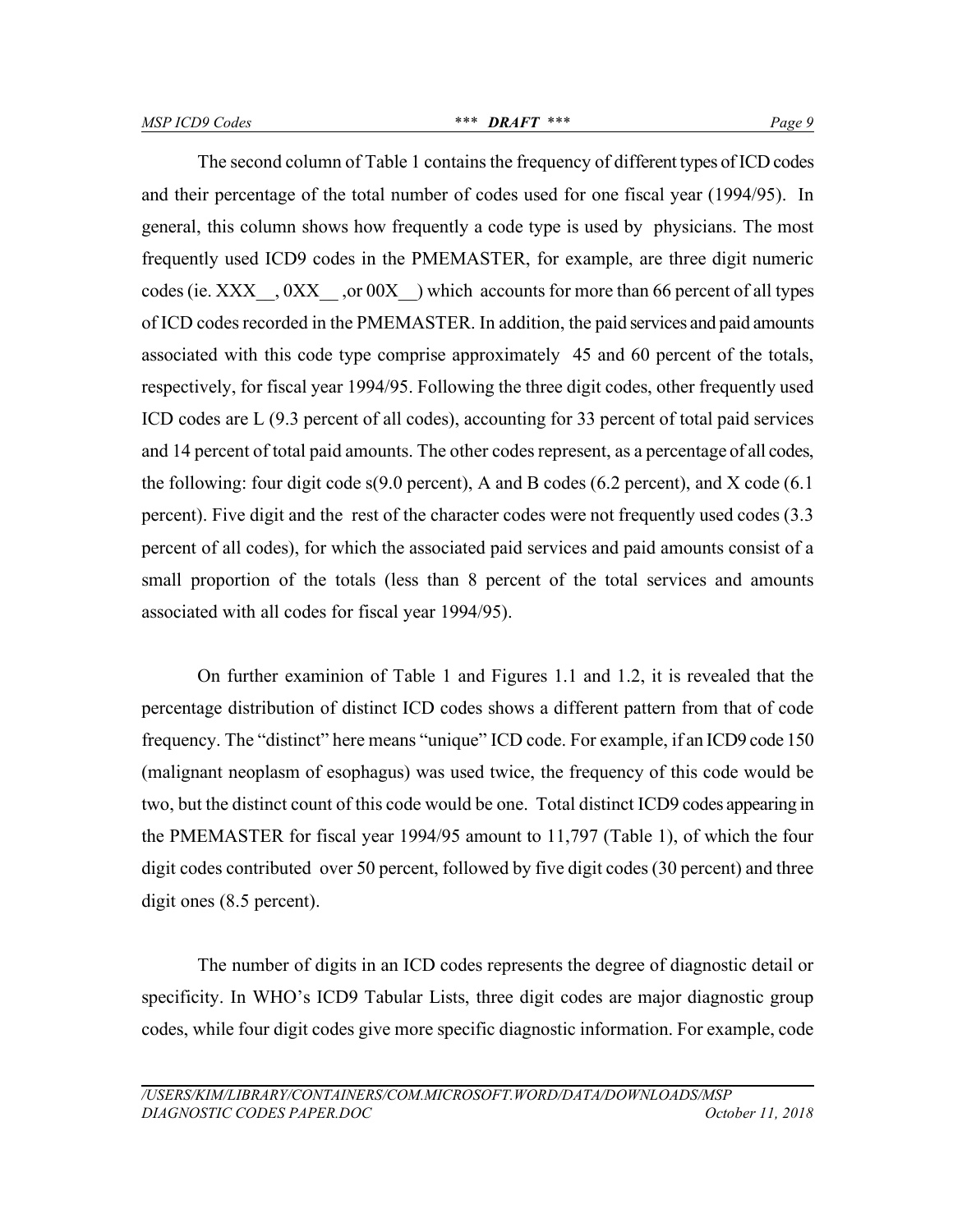The second column of Table 1 contains the frequency of different types of ICD codes and their percentage of the total number of codes used for one fiscal year (1994/95). In general, this column shows how frequently a code type is used by physicians. The most frequently used ICD9 codes in the PMEMASTER, for example, are three digit numeric codes (ie. XXX__, 0XX__ ,or 00X__) which accounts for more than 66 percent of all types of ICD codes recorded in the PMEMASTER. In addition, the paid services and paid amounts associated with this code type comprise approximately 45 and 60 percent of the totals, respectively, for fiscal year 1994/95. Following the three digit codes, other frequently used ICD codes are L (9.3 percent of all codes), accounting for 33 percent of total paid services and 14 percent of total paid amounts. The other codes represent, as a percentage of all codes, the following: four digit code s(9.0 percent), A and B codes (6.2 percent), and X code (6.1 percent). Five digit and the rest of the character codes were not frequently used codes (3.3 percent of all codes), for which the associated paid services and paid amounts consist of a small proportion of the totals (less than 8 percent of the total services and amounts associated with all codes for fiscal year 1994/95).

On further examinion of Table 1 and Figures 1.1 and 1.2, it is revealed that the percentage distribution of distinct ICD codes shows a different pattern from that of code frequency. The "distinct" here means "unique" ICD code. For example, if an ICD9 code 150 (malignant neoplasm of esophagus) was used twice, the frequency of this code would be two, but the distinct count of this code would be one. Total distinct ICD9 codes appearing in the PMEMASTER for fiscal year 1994/95 amount to 11,797 (Table 1), of which the four digit codes contributed over 50 percent, followed by five digit codes (30 percent) and three digit ones (8.5 percent).

The number of digits in an ICD codes represents the degree of diagnostic detail or specificity. In WHO's ICD9 Tabular Lists, three digit codes are major diagnostic group codes, while four digit codes give more specific diagnostic information. For example, code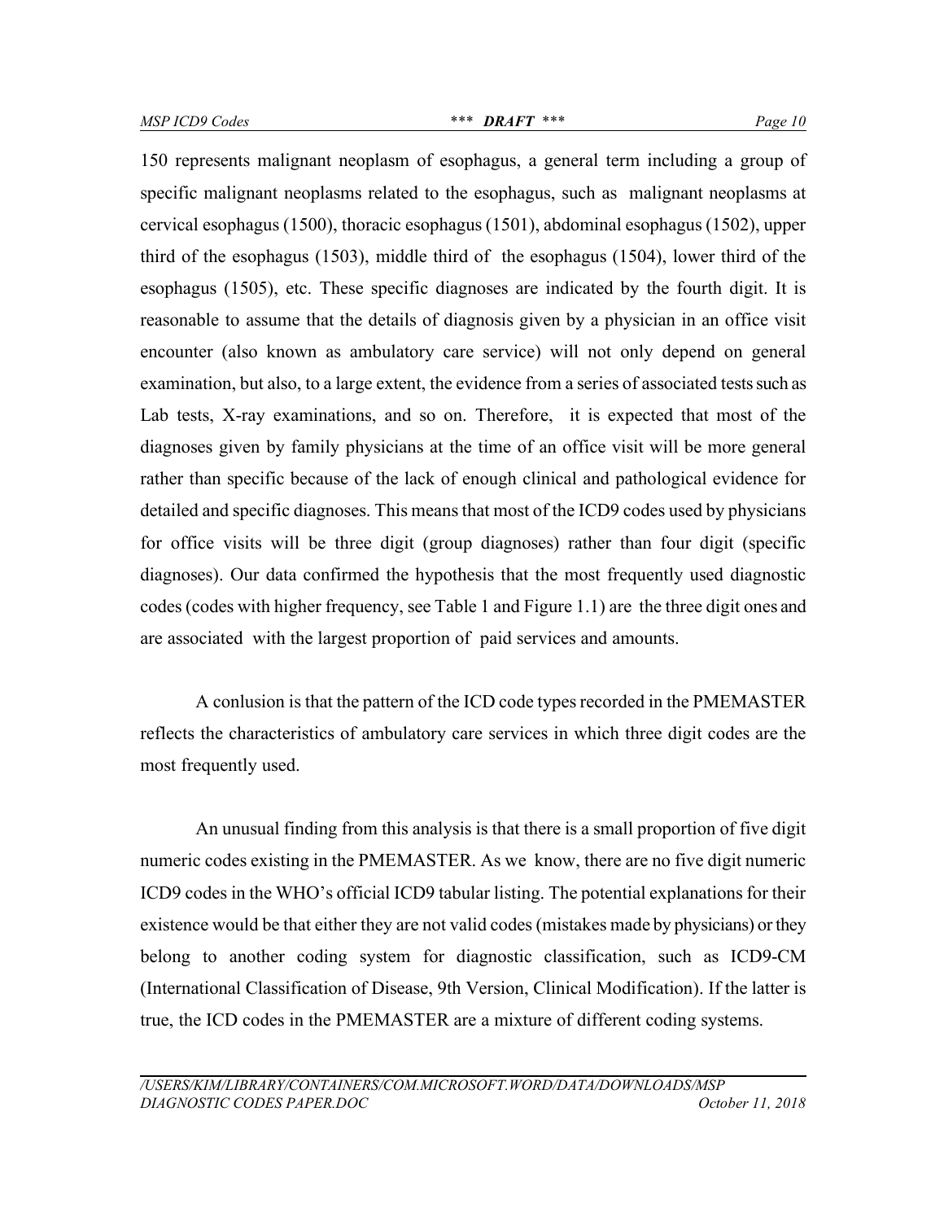150 represents malignant neoplasm of esophagus, a general term including a group of specific malignant neoplasms related to the esophagus, such as malignant neoplasms at cervical esophagus (1500), thoracic esophagus (1501), abdominal esophagus (1502), upper third of the esophagus (1503), middle third of the esophagus (1504), lower third of the esophagus (1505), etc. These specific diagnoses are indicated by the fourth digit. It is reasonable to assume that the details of diagnosis given by a physician in an office visit encounter (also known as ambulatory care service) will not only depend on general examination, but also, to a large extent, the evidence from a series of associated tests such as Lab tests, X-ray examinations, and so on. Therefore, it is expected that most of the diagnoses given by family physicians at the time of an office visit will be more general rather than specific because of the lack of enough clinical and pathological evidence for detailed and specific diagnoses. This means that most of the ICD9 codes used by physicians for office visits will be three digit (group diagnoses) rather than four digit (specific diagnoses). Our data confirmed the hypothesis that the most frequently used diagnostic codes (codes with higher frequency, see Table 1 and Figure 1.1) are the three digit ones and are associated with the largest proportion of paid services and amounts.

A conlusion is that the pattern of the ICD code types recorded in the PMEMASTER reflects the characteristics of ambulatory care services in which three digit codes are the most frequently used.

An unusual finding from this analysis is that there is a small proportion of five digit numeric codes existing in the PMEMASTER. As we know, there are no five digit numeric ICD9 codes in the WHO's official ICD9 tabular listing. The potential explanations for their existence would be that either they are not valid codes (mistakes made by physicians) or they belong to another coding system for diagnostic classification, such as ICD9-CM (International Classification of Disease, 9th Version, Clinical Modification). If the latter is true, the ICD codes in the PMEMASTER are a mixture of different coding systems.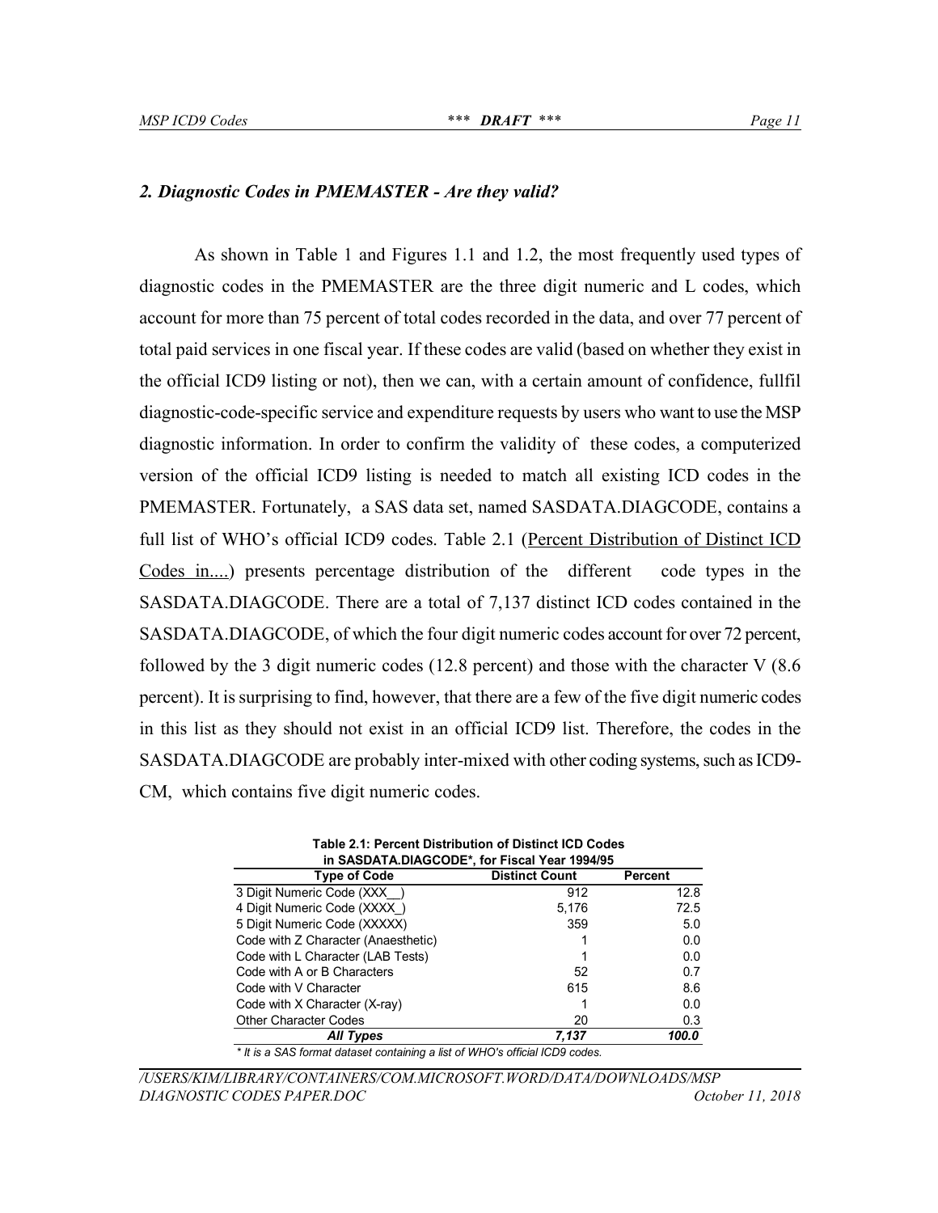## *2. Diagnostic Codes in PMEMASTER - Are they valid?*

As shown in Table 1 and Figures 1.1 and 1.2, the most frequently used types of diagnostic codes in the PMEMASTER are the three digit numeric and L codes, which account for more than 75 percent of total codes recorded in the data, and over 77 percent of total paid services in one fiscal year. If these codes are valid (based on whether they exist in the official ICD9 listing or not), then we can, with a certain amount of confidence, fullfil diagnostic-code-specific service and expenditure requests by users who want to use the MSP diagnostic information. In order to confirm the validity of these codes, a computerized version of the official ICD9 listing is needed to match all existing ICD codes in the PMEMASTER. Fortunately, a SAS data set, named SASDATA.DIAGCODE, contains a full list of WHO's official ICD9 codes. Table 2.1 (Percent Distribution of Distinct ICD Codes in....) presents percentage distribution of the different code types in the SASDATA.DIAGCODE. There are a total of 7,137 distinct ICD codes contained in the SASDATA.DIAGCODE, of which the four digit numeric codes account for over 72 percent, followed by the 3 digit numeric codes (12.8 percent) and those with the character V (8.6 percent). It is surprising to find, however, that there are a few of the five digit numeric codes in this list as they should not exist in an official ICD9 list. Therefore, the codes in the SASDATA.DIAGCODE are probably inter-mixed with other coding systems, such as ICD9-CM, which contains five digit numeric codes.

**Table 2.1: Percent Distribution of Distinct ICD Codes in SASDATA.DIAGCODE\*, for Fiscal Year 1994/95**

| Type of Code | Distinct Count | Percent |
|---|---|---|
| 3 Digit Numeric Code (XXX__) | 912 | 12.8 |
| 4 Digit Numeric Code (XXXX_) | 5,176 | 72.5 |
| 5 Digit Numeric Code (XXXXX) | 359 | 5.0 |
| Code with Z Character (Anaesthetic) | 1 | 0.0 |
| Code with L Character (LAB Tests) | 1 | 0.0 |
| Code with A or B Characters | 52 | 0.7 |
| Code with V Character | 615 | 8.6 |
| Code with X Character (X-ray) | 1 | 0.0 |
| Other Character Codes | 20 | 0.3 |
| ***All Types*** | ***7,137*** | ***100.0*** |

*\* It is a SAS format dataset containing a list of WHO's official ICD9 codes.*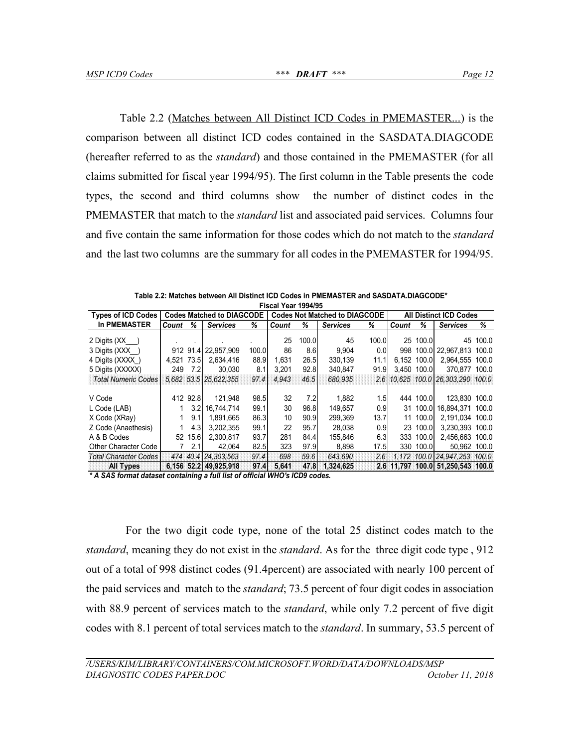Table 2.2 (Matches between All Distinct ICD Codes in PMEMASTER...) is the comparison between all distinct ICD codes contained in the SASDATA.DIAGCODE (hereafter referred to as the *standard*) and those contained in the PMEMASTER (for all claims submitted for fiscal year 1994/95). The first column in the Table presents the code types, the second and third columns show the number of distinct codes in the PMEMASTER that match to the *standard* list and associated paid services. Columns four and five contain the same information for those codes which do not match to the *standard* and the last two columns are the summary for all codes in the PMEMASTER for 1994/95.

**Table 2.2: Matches between All Distinct ICD Codes in PMEMASTER and SASDATA.DIAGCODE\***
**Fiscal Year 1994/95**

| Types of ICD Codes | Codes Matched to DIAGCODE | | | | Codes Not Matched to DIAGCODE | | | | All Distinct ICD Codes | | | |
|---|---|---|---|---|---|---|---|---|---|---|---|---|
| In PMEMASTER | *Count* | *%* | *Services* | *%* | *Count* | *%* | *Services* | *%* | *Count* | *%* | *Services* | *%* |
| 2 Digits (XX___) | . | . | . | . | 25 | 100.0 | 45 | 100.0 | 25 | 100.0 | 45 | 100.0 |
| 3 Digits (XXX__) | 912 | 91.4 | 22,957,909 | 100.0 | 86 | 8.6 | 9,904 | 0.0 | 998 | 100.0 | 22,967,813 | 100.0 |
| 4 Digits (XXXX_) | 4,521 | 73.5 | 2,634,416 | 88.9 | 1,631 | 26.5 | 330,139 | 11.1 | 6,152 | 100.0 | 2,964,555 | 100.0 |
| 5 Digits (XXXXX) | 249 | 7.2 | 30,030 | 8.1 | 3,201 | 92.8 | 340,847 | 91.9 | 3,450 | 100.0 | 370,877 | 100.0 |
| *Total Numeric Codes* | *5,682* | *53.5* | *25,622,355* | *97.4* | *4,943* | *46.5* | *680,935* | *2.6* | *10,625* | *100.0* | *26,303,290* | *100.0* |
| V Code | 412 | 92.8 | 121,948 | 98.5 | 32 | 7.2 | 1,882 | 1.5 | 444 | 100.0 | 123,830 | 100.0 |
| L Code (LAB) | 1 | 3.2 | 16,744,714 | 99.1 | 30 | 96.8 | 149,657 | 0.9 | 31 | 100.0 | 16,894,371 | 100.0 |
| X Code (XRay) | 1 | 9.1 | 1,891,665 | 86.3 | 10 | 90.9 | 299,369 | 13.7 | 11 | 100.0 | 2,191,034 | 100.0 |
| Z Code (Anaethesis) | 1 | 4.3 | 3,202,355 | 99.1 | 22 | 95.7 | 28,038 | 0.9 | 23 | 100.0 | 3,230,393 | 100.0 |
| A & B Codes | 52 | 15.6 | 2,300,817 | 93.7 | 281 | 84.4 | 155,846 | 6.3 | 333 | 100.0 | 2,456,663 | 100.0 |
| Other Character Code | 7 | 2.1 | 42,064 | 82.5 | 323 | 97.9 | 8,898 | 17.5 | 330 | 100.0 | 50,962 | 100.0 |
| *Total Character Codes* | *474* | *40.4* | *24,303,563* | *97.4* | *698* | *59.6* | *643,690* | *2.6* | *1,172* | *100.0* | *24,947,253* | *100.0* |
| **All Types** | **6,156** | **52.2** | **49,925,918** | **97.4** | **5,641** | **47.8** | **1,324,625** | **2.6** | **11,797** | **100.0** | **51,250,543** | **100.0** |

*\* A SAS format dataset containing a full list of official WHO's ICD9 codes.*

For the two digit code type, none of the total 25 distinct codes match to the *standard*, meaning they do not exist in the *standard*. As for the three digit code type , 912 out of a total of 998 distinct codes (91.4percent) are associated with nearly 100 percent of the paid services and match to the *standard*; 73.5 percent of four digit codes in association with 88.9 percent of services match to the *standard*, while only 7.2 percent of five digit codes with 8.1 percent of total services match to the *standard*. In summary, 53.5 percent of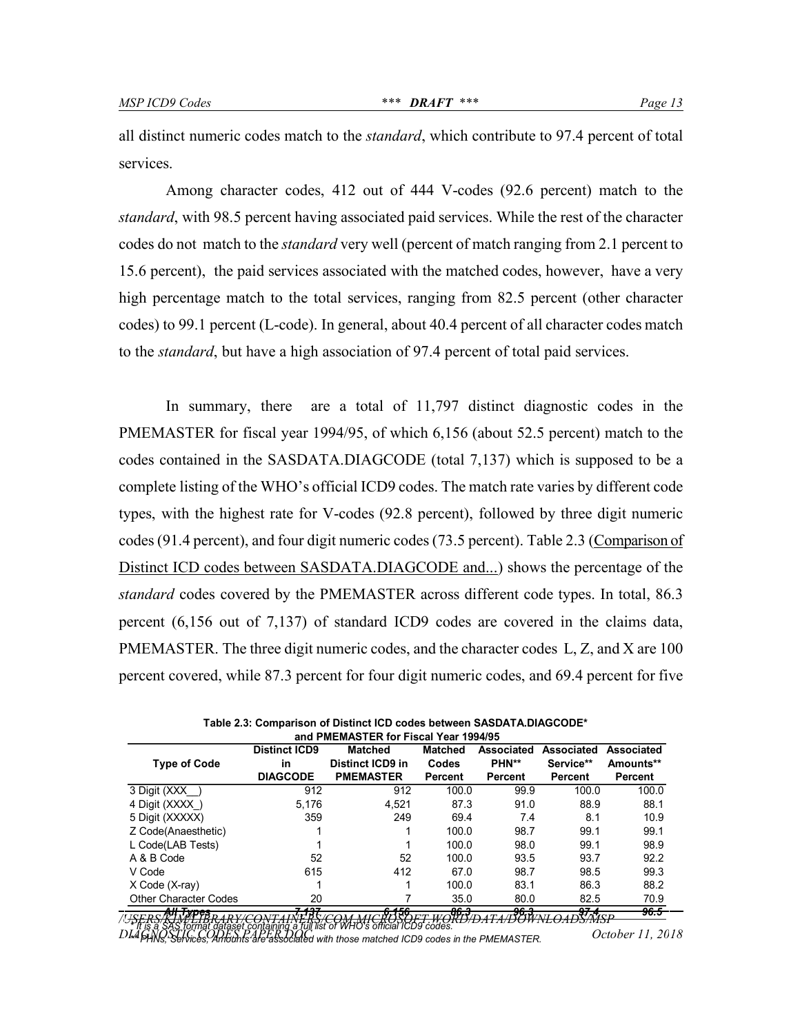all distinct numeric codes match to the *standard*, which contribute to 97.4 percent of total services.

Among character codes, 412 out of 444 V-codes (92.6 percent) match to the *standard*, with 98.5 percent having associated paid services. While the rest of the character codes do not match to the *standard* very well (percent of match ranging from 2.1 percent to 15.6 percent), the paid services associated with the matched codes, however, have a very high percentage match to the total services, ranging from 82.5 percent (other character codes) to 99.1 percent (L-code). In general, about 40.4 percent of all character codes match to the *standard*, but have a high association of 97.4 percent of total paid services.

In summary, there are a total of 11,797 distinct diagnostic codes in the PMEMASTER for fiscal year 1994/95, of which 6,156 (about 52.5 percent) match to the codes contained in the SASDATA.DIAGCODE (total 7,137) which is supposed to be a complete listing of the WHO's official ICD9 codes. The match rate varies by different code types, with the highest rate for V-codes (92.8 percent), followed by three digit numeric codes (91.4 percent), and four digit numeric codes (73.5 percent). Table 2.3 (Comparison of Distinct ICD codes between SASDATA.DIAGCODE and...) shows the percentage of the *standard* codes covered by the PMEMASTER across different code types. In total, 86.3 percent (6,156 out of 7,137) of standard ICD9 codes are covered in the claims data, PMEMASTER. The three digit numeric codes, and the character codes L, Z, and X are 100 percent covered, while 87.3 percent for four digit numeric codes, and 69.4 percent for five

**Table 2.3: Comparison of Distinct ICD codes between SASDATA.DIAGCODE* and PMEMASTER for Fiscal Year 1994/95**

| Type of Code | Distinct ICD9 in DIAGCODE | Matched Distinct ICD9 in PMEMASTER | Matched Codes Percent | Associated PHN** Percent | Associated Service** Percent | Associated Amounts** Percent |
|---|---|---|---|---|---|---|
| 3 Digit (XXX__) | 912 | 912 | 100.0 | 99.9 | 100.0 | 100.0 |
| 4 Digit (XXXX_) | 5,176 | 4,521 | 87.3 | 91.0 | 88.9 | 88.1 |
| 5 Digit (XXXXX) | 359 | 249 | 69.4 | 7.4 | 8.1 | 10.9 |
| Z Code(Anaesthetic) | 1 | 1 | 100.0 | 98.7 | 99.1 | 99.1 |
| L Code(LAB Tests) | 1 | 1 | 100.0 | 98.0 | 99.1 | 98.9 |
| A & B Code | 52 | 52 | 100.0 | 93.5 | 93.7 | 92.2 |
| V Code | 615 | 412 | 67.0 | 98.7 | 98.5 | 99.3 |
| X Code (X-ray) | 1 | 1 | 100.0 | 83.1 | 86.3 | 88.2 |
| Other Character Codes | 20 | 7 | 35.0 | 80.0 | 82.5 | 70.9 |
| ***All Types*** | ***7,137*** | ***6,156*** | ***86.3*** | ***96.3*** | ***97.4*** | ***96.5*** |

\* It is a SAS format dataset containing a full list of WHO's official ICD9 codes.
** PHNs, Services, Amounts are associated with those matched ICD9 codes in the PMEMASTER.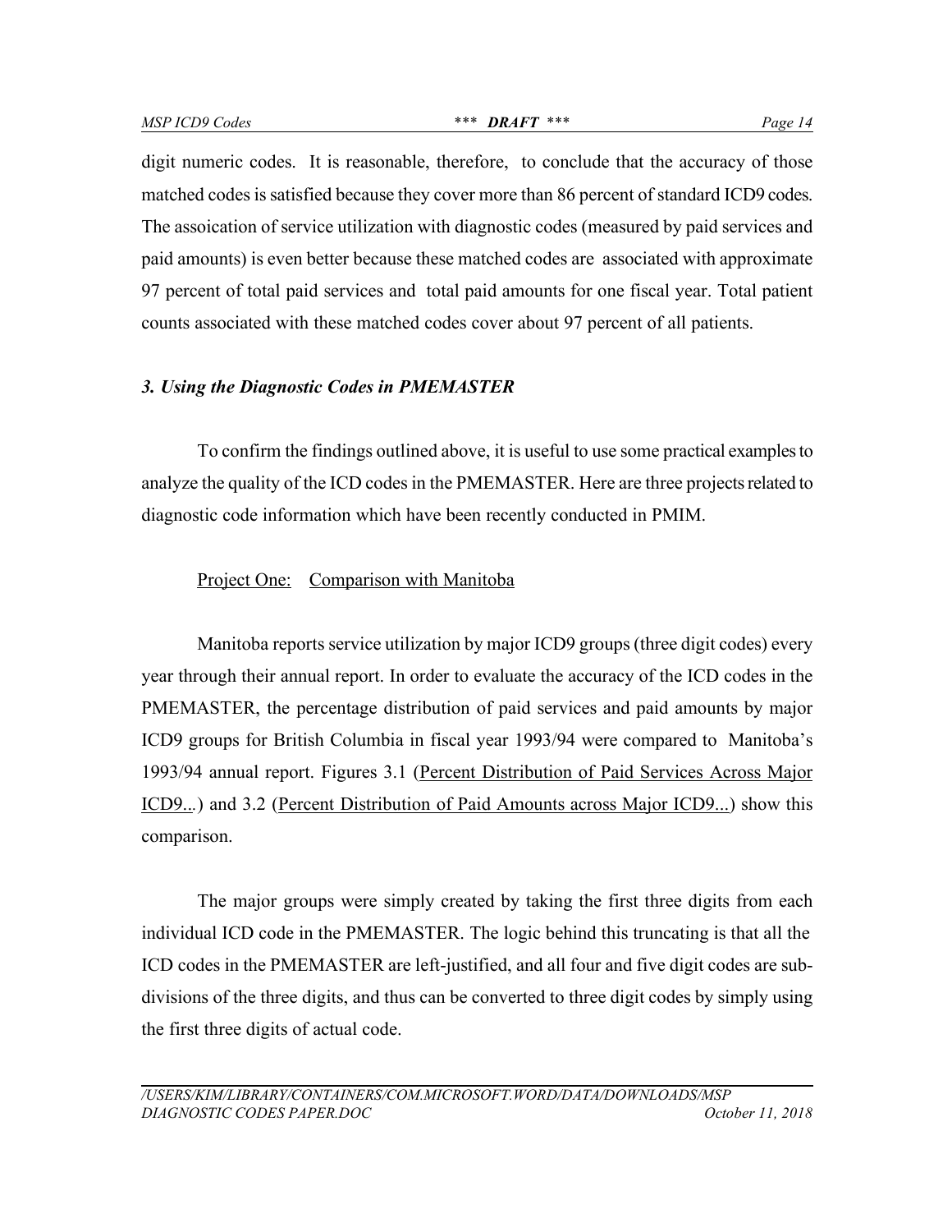digit numeric codes. It is reasonable, therefore, to conclude that the accuracy of those matched codes is satisfied because they cover more than 86 percent of standard ICD9 codes. The assoication of service utilization with diagnostic codes (measured by paid services and paid amounts) is even better because these matched codes are associated with approximate 97 percent of total paid services and total paid amounts for one fiscal year. Total patient counts associated with these matched codes cover about 97 percent of all patients.

### *3. Using the Diagnostic Codes in PMEMASTER*

To confirm the findings outlined above, it is useful to use some practical examples to analyze the quality of the ICD codes in the PMEMASTER. Here are three projects related to diagnostic code information which have been recently conducted in PMIM.

Project One: Comparison with Manitoba

Manitoba reports service utilization by major ICD9 groups (three digit codes) every year through their annual report. In order to evaluate the accuracy of the ICD codes in the PMEMASTER, the percentage distribution of paid services and paid amounts by major ICD9 groups for British Columbia in fiscal year 1993/94 were compared to Manitoba's 1993/94 annual report. Figures 3.1 (Percent Distribution of Paid Services Across Major ICD9...) and 3.2 (Percent Distribution of Paid Amounts across Major ICD9...) show this comparison.

The major groups were simply created by taking the first three digits from each individual ICD code in the PMEMASTER. The logic behind this truncating is that all the ICD codes in the PMEMASTER are left-justified, and all four and five digit codes are sub-divisions of the three digits, and thus can be converted to three digit codes by simply using the first three digits of actual code.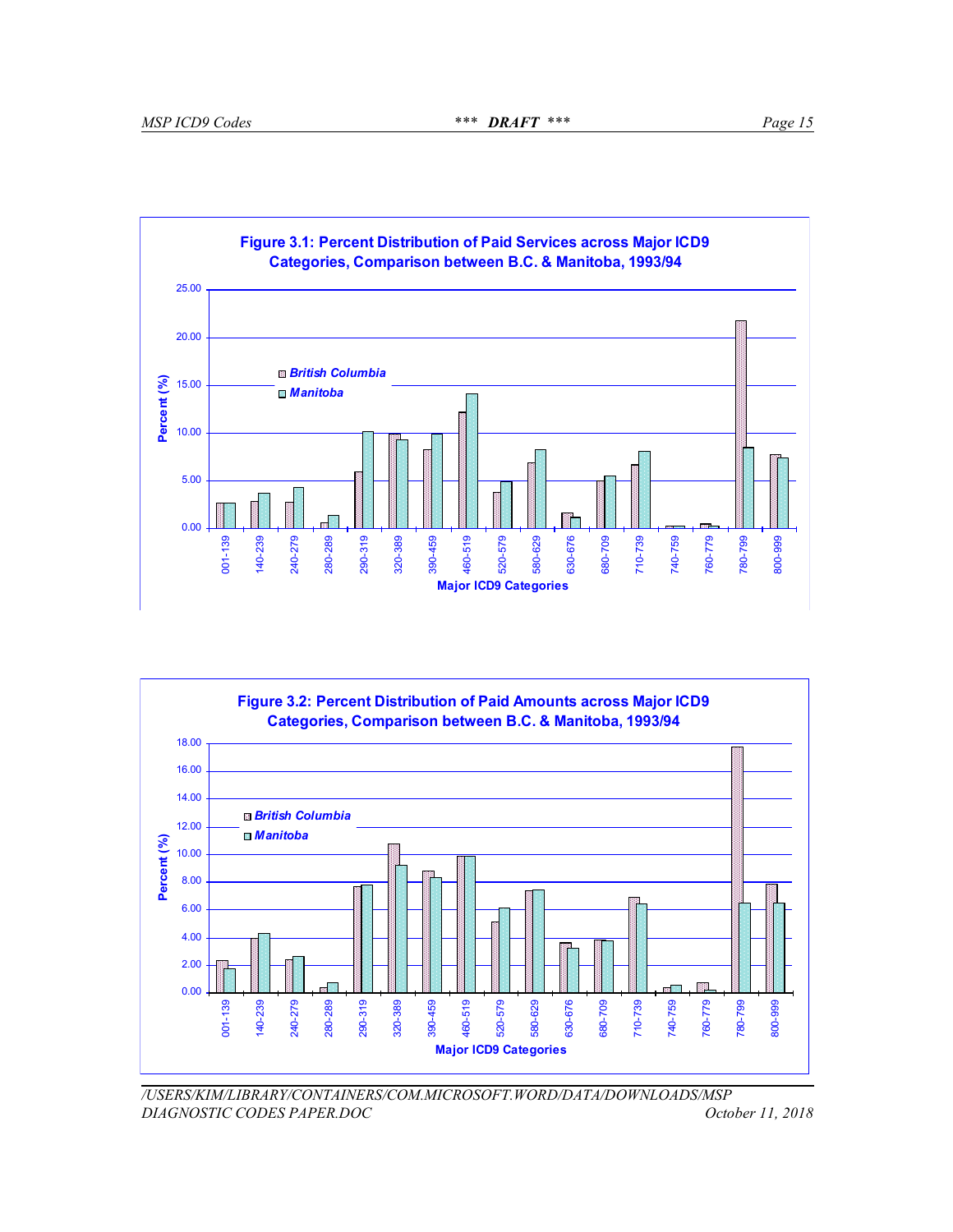Figure 3.1: Percent Distribution of Paid Services across Major ICD9 Categories, Comparison between B.C. & Manitoba, 1993/94

Figure 3.2: Percent Distribution of Paid Amounts across Major ICD9 Categories, Comparison between B.C. & Manitoba, 1993/94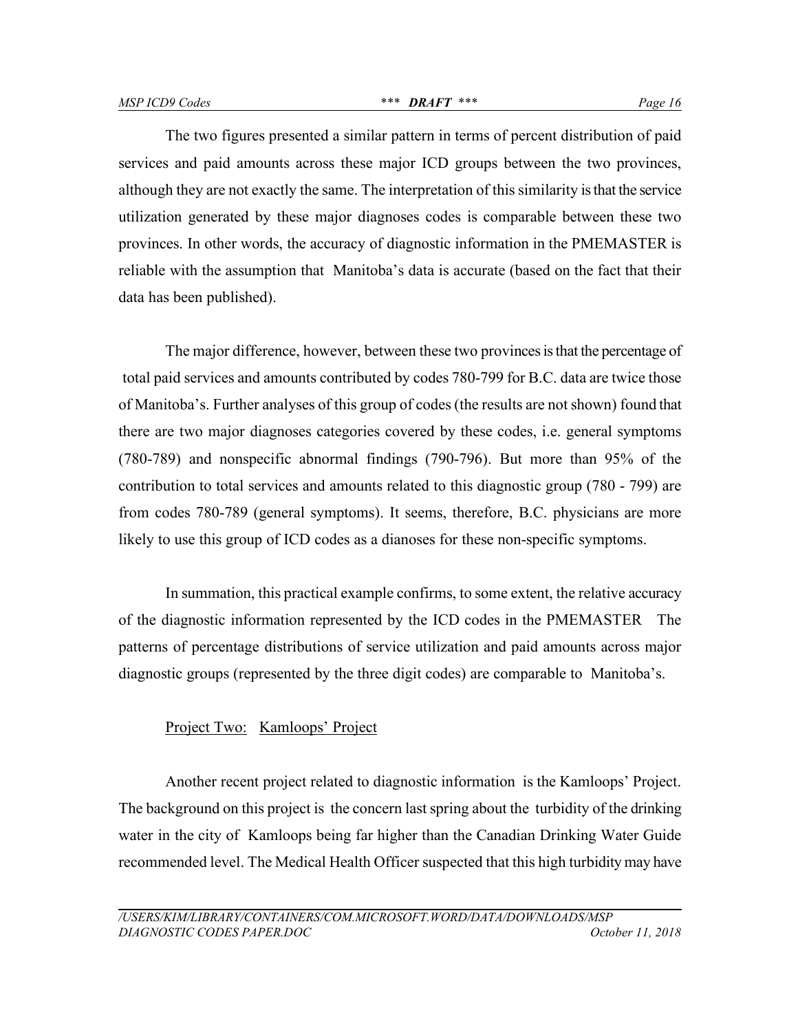The two figures presented a similar pattern in terms of percent distribution of paid services and paid amounts across these major ICD groups between the two provinces, although they are not exactly the same. The interpretation of this similarity is that the service utilization generated by these major diagnoses codes is comparable between these two provinces. In other words, the accuracy of diagnostic information in the PMEMASTER is reliable with the assumption that Manitoba's data is accurate (based on the fact that their data has been published).

The major difference, however, between these two provinces is that the percentage of total paid services and amounts contributed by codes 780-799 for B.C. data are twice those of Manitoba's. Further analyses of this group of codes (the results are not shown) found that there are two major diagnoses categories covered by these codes, i.e. general symptoms (780-789) and nonspecific abnormal findings (790-796). But more than 95% of the contribution to total services and amounts related to this diagnostic group (780 - 799) are from codes 780-789 (general symptoms). It seems, therefore, B.C. physicians are more likely to use this group of ICD codes as a dianoses for these non-specific symptoms.

In summation, this practical example confirms, to some extent, the relative accuracy of the diagnostic information represented by the ICD codes in the PMEMASTER The patterns of percentage distributions of service utilization and paid amounts across major diagnostic groups (represented by the three digit codes) are comparable to Manitoba's.

Project Two: Kamloops' Project

Another recent project related to diagnostic information is the Kamloops' Project. The background on this project is the concern last spring about the turbidity of the drinking water in the city of Kamloops being far higher than the Canadian Drinking Water Guide recommended level. The Medical Health Officer suspected that this high turbidity may have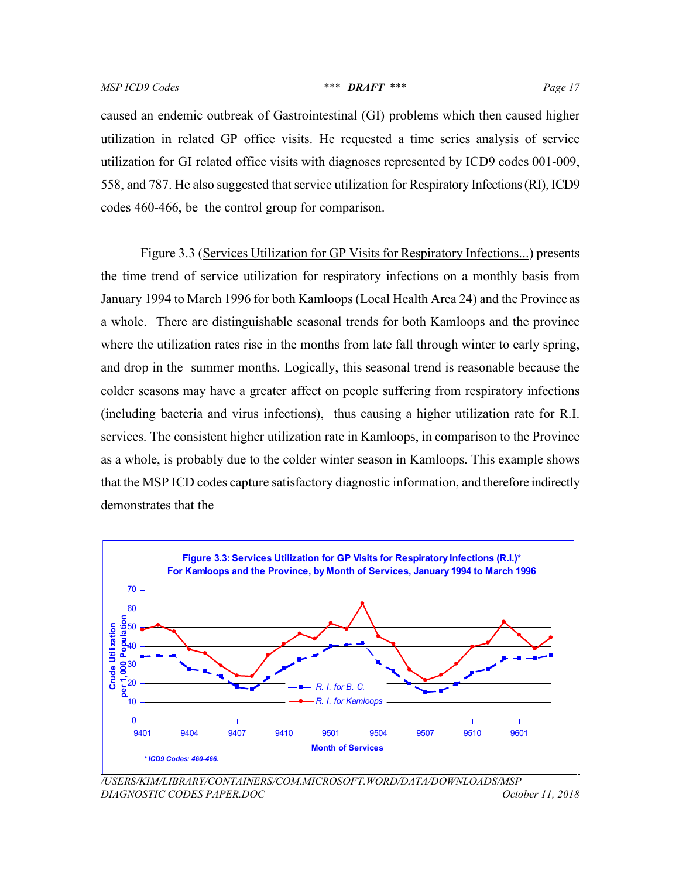caused an endemic outbreak of Gastrointestinal (GI) problems which then caused higher utilization in related GP office visits. He requested a time series analysis of service utilization for GI related office visits with diagnoses represented by ICD9 codes 001-009, 558, and 787. He also suggested that service utilization for Respiratory Infections (RI), ICD9 codes 460-466, be the control group for comparison.

Figure 3.3 (Services Utilization for GP Visits for Respiratory Infections...) presents the time trend of service utilization for respiratory infections on a monthly basis from January 1994 to March 1996 for both Kamloops (Local Health Area 24) and the Province as a whole. There are distinguishable seasonal trends for both Kamloops and the province where the utilization rates rise in the months from late fall through winter to early spring, and drop in the summer months. Logically, this seasonal trend is reasonable because the colder seasons may have a greater affect on people suffering from respiratory infections (including bacteria and virus infections), thus causing a higher utilization rate for R.I. services. The consistent higher utilization rate in Kamloops, in comparison to the Province as a whole, is probably due to the colder winter season in Kamloops. This example shows that the MSP ICD codes capture satisfactory diagnostic information, and therefore indirectly demonstrates that the

**Figure 3.3: Services Utilization for GP Visits for Respiratory Infections (R.I.)\***
**For Kamloops and the Province, by Month of Services, January 1994 to March 1996**

*\* ICD9 Codes: 460-466.*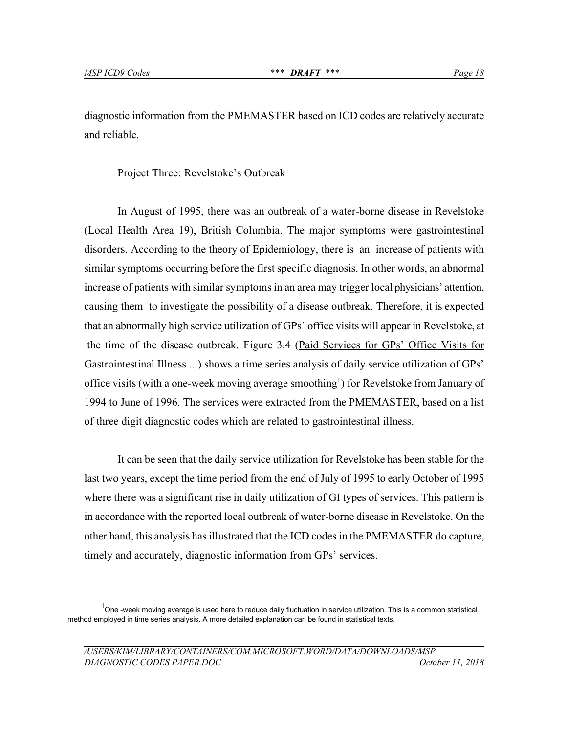diagnostic information from the PMEMASTER based on ICD codes are relatively accurate and reliable.

<u>Project Three:</u> <u>Revelstoke's Outbreak</u>

In August of 1995, there was an outbreak of a water-borne disease in Revelstoke (Local Health Area 19), British Columbia. The major symptoms were gastrointestinal disorders. According to the theory of Epidemiology, there is an increase of patients with similar symptoms occurring before the first specific diagnosis. In other words, an abnormal increase of patients with similar symptoms in an area may trigger local physicians' attention, causing them to investigate the possibility of a disease outbreak. Therefore, it is expected that an abnormally high service utilization of GPs' office visits will appear in Revelstoke, at the time of the disease outbreak. Figure 3.4 (<u>Paid Services for GPs' Office Visits for Gastrointestinal Illness ...</u>) shows a time series analysis of daily service utilization of GPs' office visits (with a one-week moving average smoothing[1]) for Revelstoke from January of 1994 to June of 1996. The services were extracted from the PMEMASTER, based on a list of three digit diagnostic codes which are related to gastrointestinal illness.

It can be seen that the daily service utilization for Revelstoke has been stable for the last two years, except the time period from the end of July of 1995 to early October of 1995 where there was a significant rise in daily utilization of GI types of services. This pattern is in accordance with the reported local outbreak of water-borne disease in Revelstoke. On the other hand, this analysis has illustrated that the ICD codes in the PMEMASTER do capture, timely and accurately, diagnostic information from GPs' services.

[1] One -week moving average is used here to reduce daily fluctuation in service utilization. This is a common statistical method employed in time series analysis. A more detailed explanation can be found in statistical texts.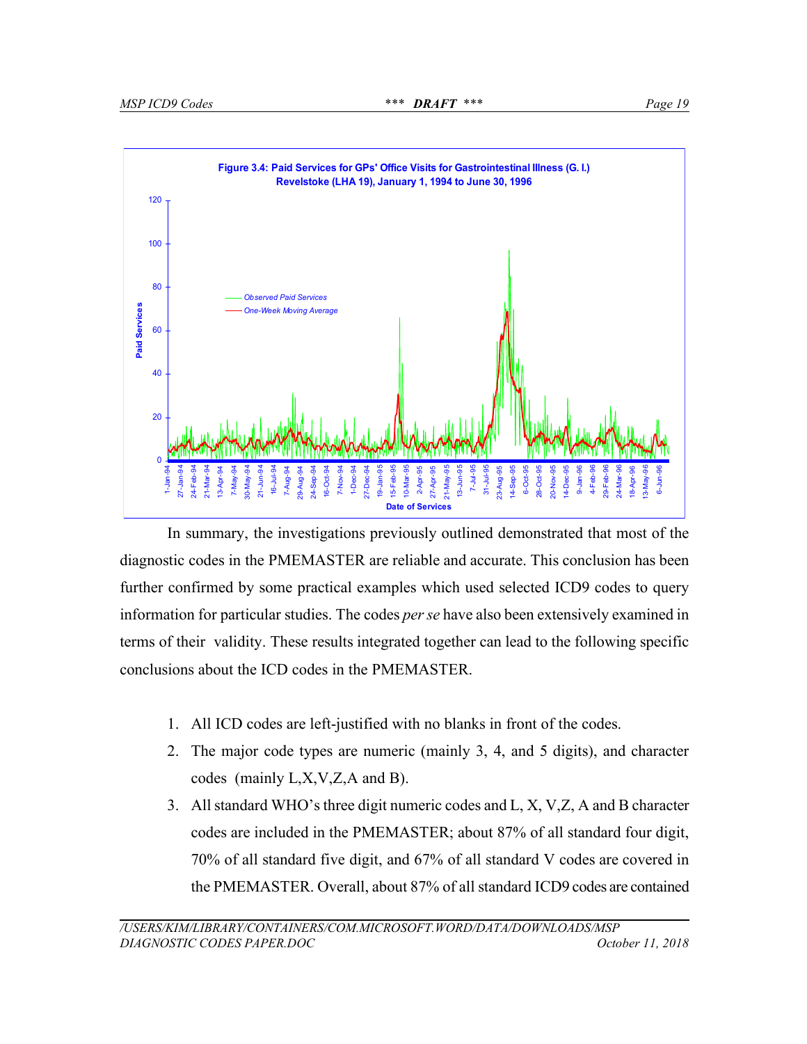**Figure 3.4: Paid Services for GPs' Office Visits for Gastrointestinal Illness (G. I.) Revelstoke (LHA 19), January 1, 1994 to June 30, 1996**

In summary, the investigations previously outlined demonstrated that most of the diagnostic codes in the PMEMASTER are reliable and accurate. This conclusion has been further confirmed by some practical examples which used selected ICD9 codes to query information for particular studies. The codes *per se* have also been extensively examined in terms of their validity. These results integrated together can lead to the following specific conclusions about the ICD codes in the PMEMASTER.

1. All ICD codes are left-justified with no blanks in front of the codes.
2. The major code types are numeric (mainly 3, 4, and 5 digits), and character codes (mainly L,X,V,Z,A and B).
3. All standard WHO's three digit numeric codes and L, X, V,Z, A and B character codes are included in the PMEMASTER; about 87% of all standard four digit, 70% of all standard five digit, and 67% of all standard V codes are covered in the PMEMASTER. Overall, about 87% of all standard ICD9 codes are contained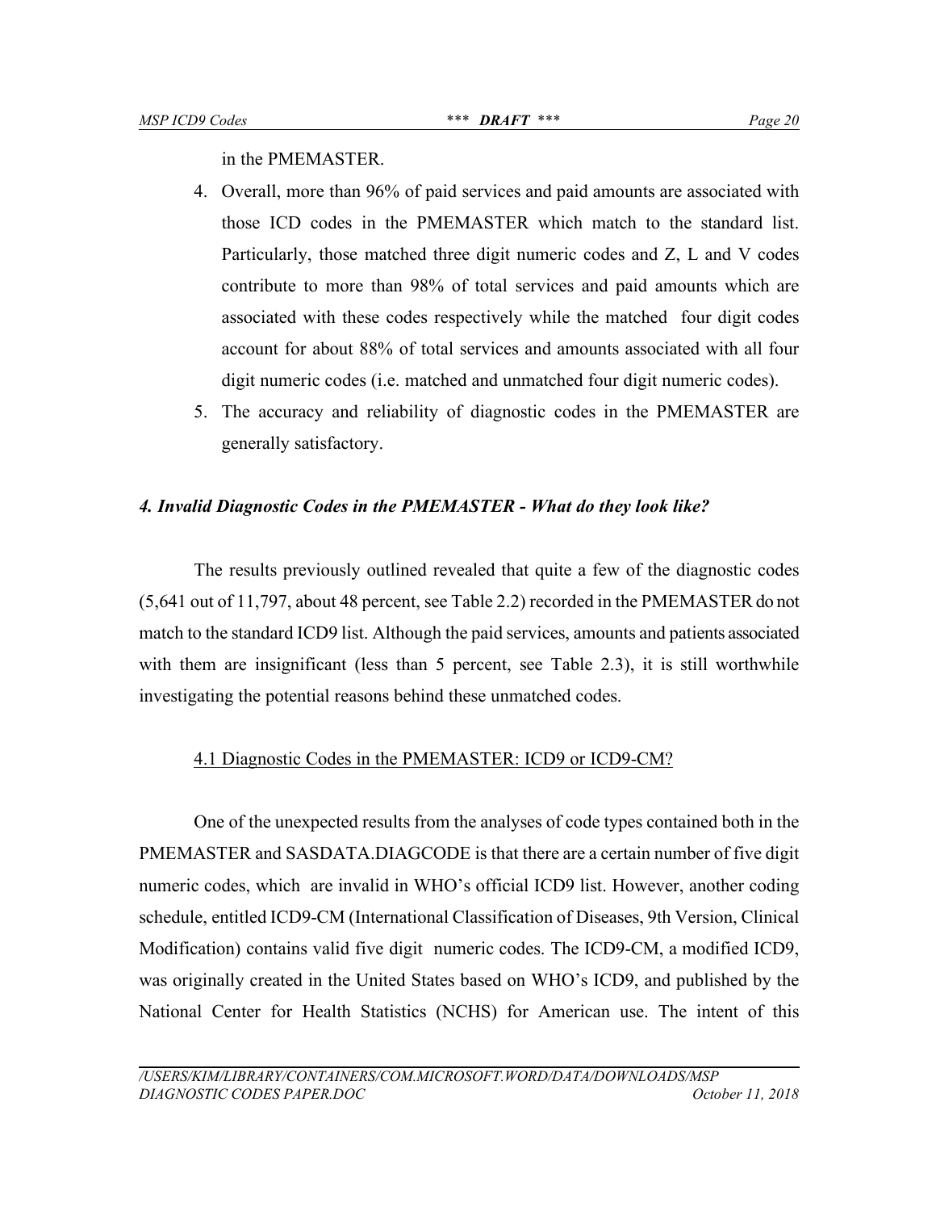in the PMEMASTER.

4. Overall, more than 96% of paid services and paid amounts are associated with those ICD codes in the PMEMASTER which match to the standard list. Particularly, those matched three digit numeric codes and Z, L and V codes contribute to more than 98% of total services and paid amounts which are associated with these codes respectively while the matched four digit codes account for about 88% of total services and amounts associated with all four digit numeric codes (i.e. matched and unmatched four digit numeric codes).
5. The accuracy and reliability of diagnostic codes in the PMEMASTER are generally satisfactory.

## *4. Invalid Diagnostic Codes in the PMEMASTER - What do they look like?*

The results previously outlined revealed that quite a few of the diagnostic codes (5,641 out of 11,797, about 48 percent, see Table 2.2) recorded in the PMEMASTER do not match to the standard ICD9 list. Although the paid services, amounts and patients associated with them are insignificant (less than 5 percent, see Table 2.3), it is still worthwhile investigating the potential reasons behind these unmatched codes.

### 4.1 Diagnostic Codes in the PMEMASTER: ICD9 or ICD9-CM?

One of the unexpected results from the analyses of code types contained both in the PMEMASTER and SASDATA.DIAGCODE is that there are a certain number of five digit numeric codes, which are invalid in WHO's official ICD9 list. However, another coding schedule, entitled ICD9-CM (International Classification of Diseases, 9th Version, Clinical Modification) contains valid five digit numeric codes. The ICD9-CM, a modified ICD9, was originally created in the United States based on WHO's ICD9, and published by the National Center for Health Statistics (NCHS) for American use. The intent of this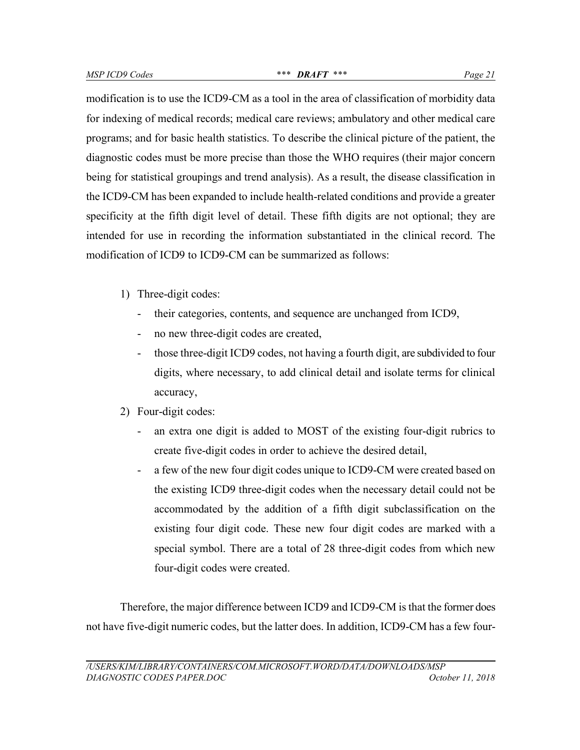modification is to use the ICD9-CM as a tool in the area of classification of morbidity data for indexing of medical records; medical care reviews; ambulatory and other medical care programs; and for basic health statistics. To describe the clinical picture of the patient, the diagnostic codes must be more precise than those the WHO requires (their major concern being for statistical groupings and trend analysis). As a result, the disease classification in the ICD9-CM has been expanded to include health-related conditions and provide a greater specificity at the fifth digit level of detail. These fifth digits are not optional; they are intended for use in recording the information substantiated in the clinical record. The modification of ICD9 to ICD9-CM can be summarized as follows:

1) Three-digit codes:
   - their categories, contents, and sequence are unchanged from ICD9,
   - no new three-digit codes are created,
   - those three-digit ICD9 codes, not having a fourth digit, are subdivided to four digits, where necessary, to add clinical detail and isolate terms for clinical accuracy,
2) Four-digit codes:
   - an extra one digit is added to MOST of the existing four-digit rubrics to create five-digit codes in order to achieve the desired detail,
   - a few of the new four digit codes unique to ICD9-CM were created based on the existing ICD9 three-digit codes when the necessary detail could not be accommodated by the addition of a fifth digit subclassification on the existing four digit code. These new four digit codes are marked with a special symbol. There are a total of 28 three-digit codes from which new four-digit codes were created.

Therefore, the major difference between ICD9 and ICD9-CM is that the former does not have five-digit numeric codes, but the latter does. In addition, ICD9-CM has a few four-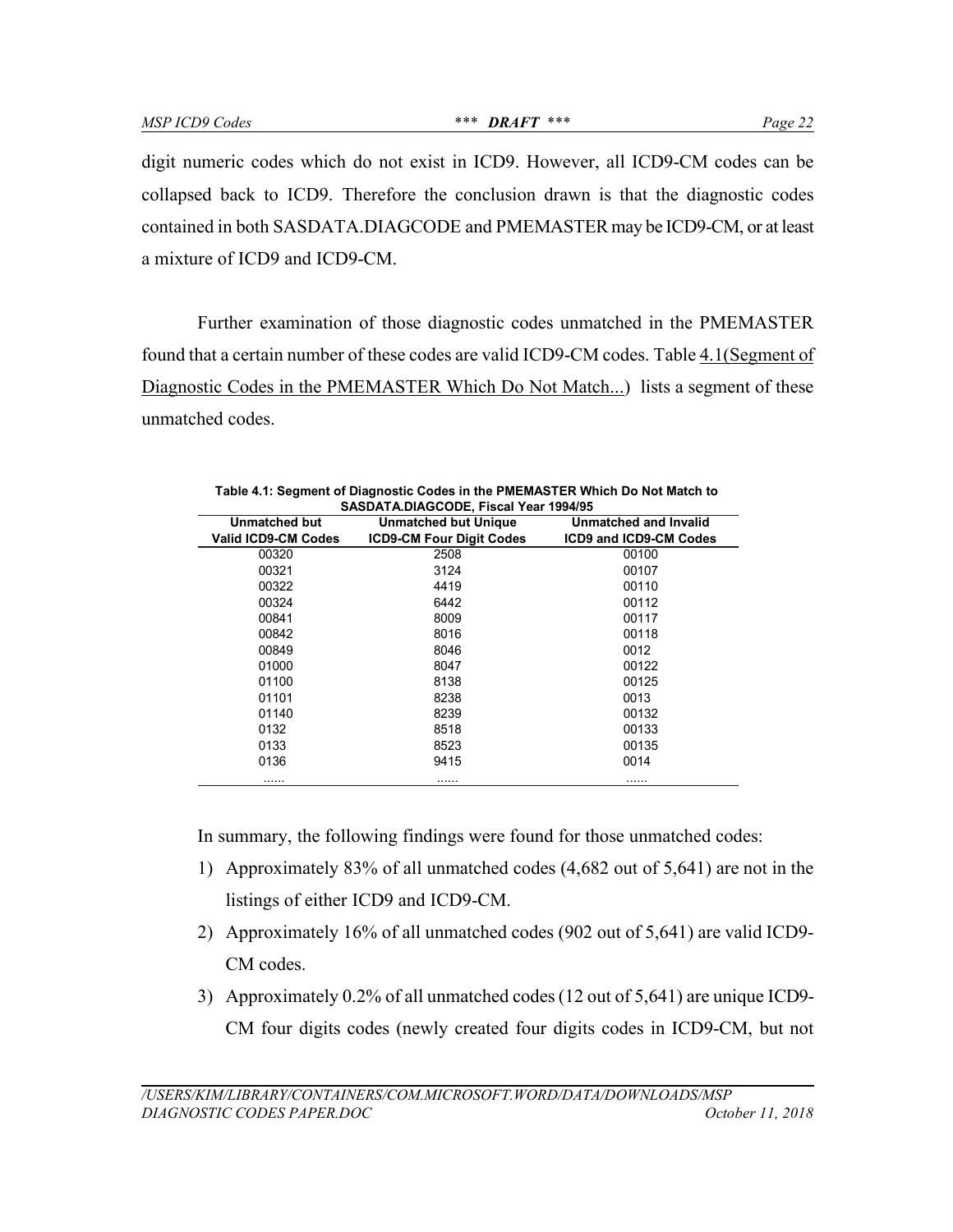digit numeric codes which do not exist in ICD9. However, all ICD9-CM codes can be collapsed back to ICD9. Therefore the conclusion drawn is that the diagnostic codes contained in both SASDATA.DIAGCODE and PMEMASTER may be ICD9-CM, or at least a mixture of ICD9 and ICD9-CM.

Further examination of those diagnostic codes unmatched in the PMEMASTER found that a certain number of these codes are valid ICD9-CM codes. Table 4.1(Segment of Diagnostic Codes in the PMEMASTER Which Do Not Match...) lists a segment of these unmatched codes.

**Table 4.1: Segment of Diagnostic Codes in the PMEMASTER Which Do Not Match to SASDATA.DIAGCODE, Fiscal Year 1994/95**

| Unmatched but Valid ICD9-CM Codes | Unmatched but Unique ICD9-CM Four Digit Codes | Unmatched and Invalid ICD9 and ICD9-CM Codes |
|---|---|---|
| 00320 | 2508 | 00100 |
| 00321 | 3124 | 00107 |
| 00322 | 4419 | 00110 |
| 00324 | 6442 | 00112 |
| 00841 | 8009 | 00117 |
| 00842 | 8016 | 00118 |
| 00849 | 8046 | 0012 |
| 01000 | 8047 | 00122 |
| 01100 | 8138 | 00125 |
| 01101 | 8238 | 0013 |
| 01140 | 8239 | 00132 |
| 0132 | 8518 | 00133 |
| 0133 | 8523 | 00135 |
| 0136 | 9415 | 0014 |
| ...... | ...... | ...... |

In summary, the following findings were found for those unmatched codes:

1) Approximately 83% of all unmatched codes (4,682 out of 5,641) are not in the listings of either ICD9 and ICD9-CM.
2) Approximately 16% of all unmatched codes (902 out of 5,641) are valid ICD9-CM codes.
3) Approximately 0.2% of all unmatched codes (12 out of 5,641) are unique ICD9-CM four digits codes (newly created four digits codes in ICD9-CM, but not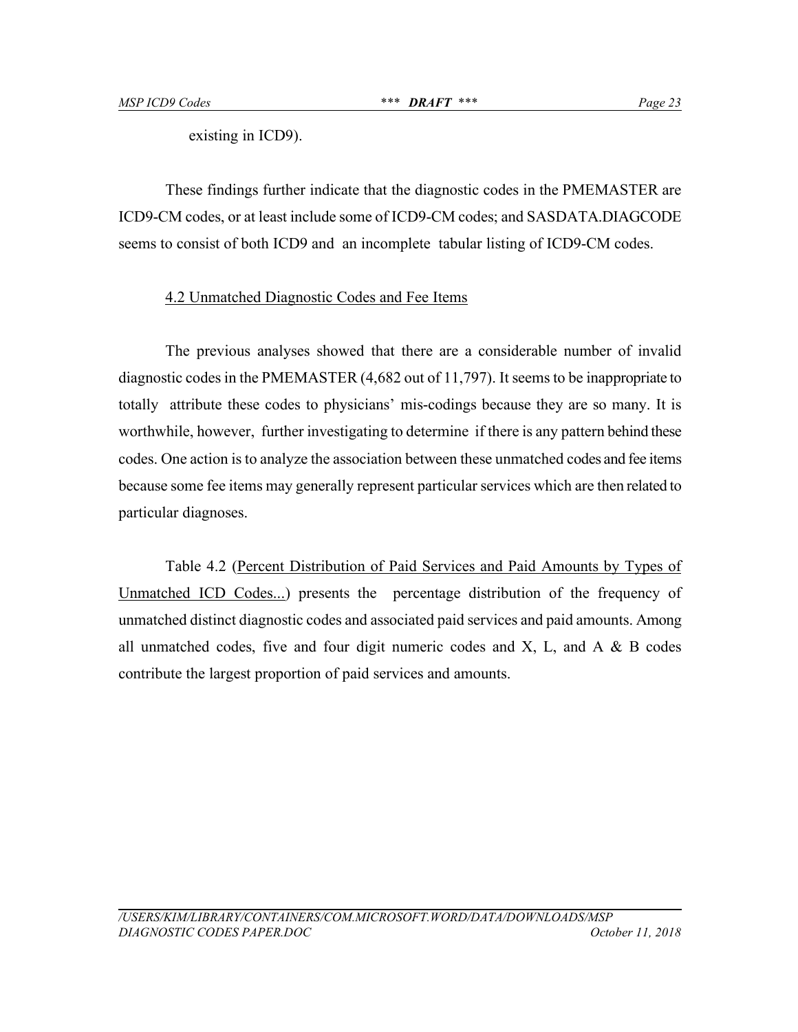existing in ICD9).

These findings further indicate that the diagnostic codes in the PMEMASTER are ICD9-CM codes, or at least include some of ICD9-CM codes; and SASDATA.DIAGCODE seems to consist of both ICD9 and an incomplete tabular listing of ICD9-CM codes.

## 4.2 Unmatched Diagnostic Codes and Fee Items

The previous analyses showed that there are a considerable number of invalid diagnostic codes in the PMEMASTER (4,682 out of 11,797). It seems to be inappropriate to totally attribute these codes to physicians' mis-codings because they are so many. It is worthwhile, however, further investigating to determine if there is any pattern behind these codes. One action is to analyze the association between these unmatched codes and fee items because some fee items may generally represent particular services which are then related to particular diagnoses.

Table 4.2 (Percent Distribution of Paid Services and Paid Amounts by Types of Unmatched ICD Codes...) presents the percentage distribution of the frequency of unmatched distinct diagnostic codes and associated paid services and paid amounts. Among all unmatched codes, five and four digit numeric codes and X, L, and A & B codes contribute the largest proportion of paid services and amounts.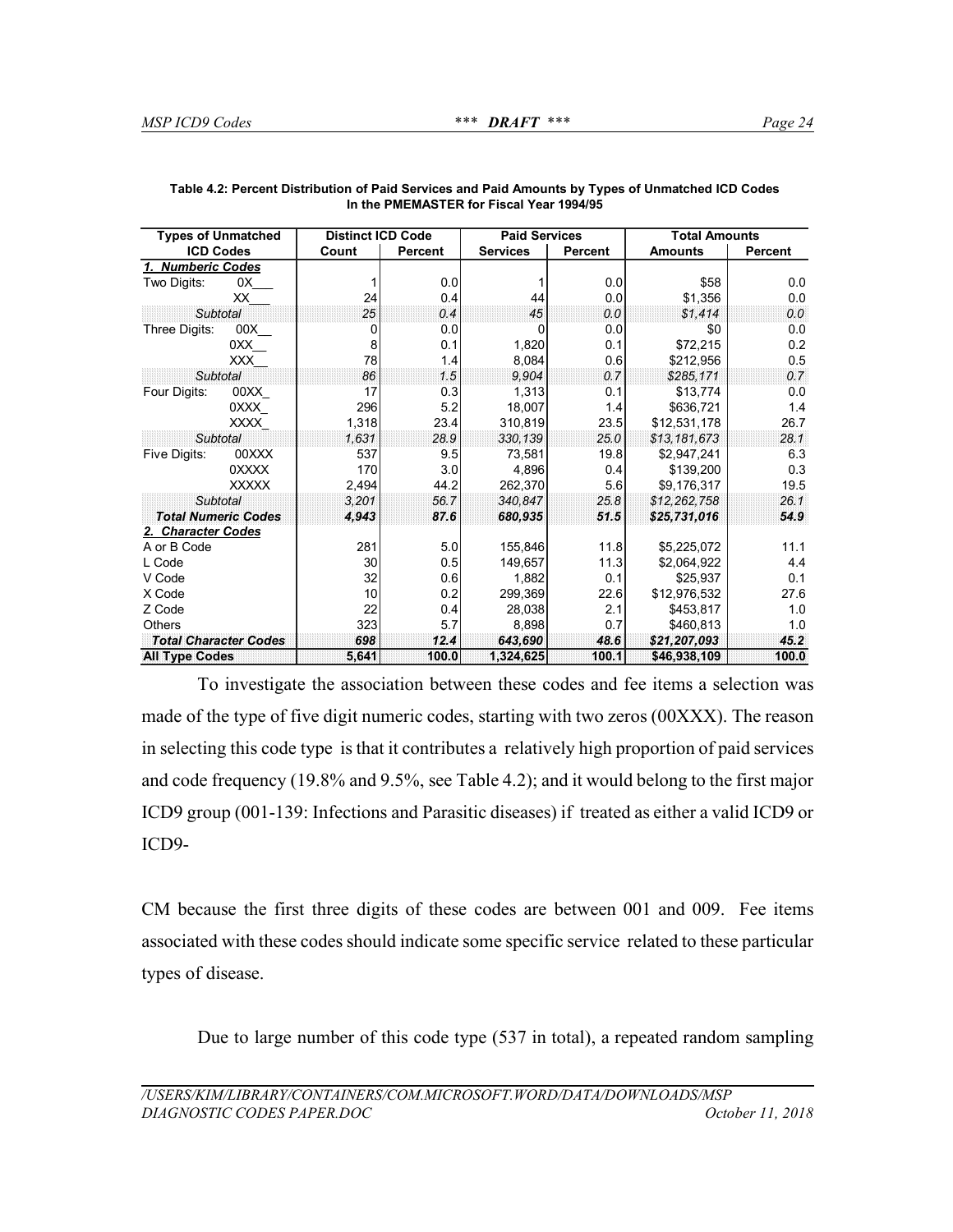**Table 4.2: Percent Distribution of Paid Services and Paid Amounts by Types of Unmatched ICD Codes In the PMEMASTER for Fiscal Year 1994/95**

| Types of Unmatched ICD Codes | | Distinct ICD Code | | Paid Services | | Total Amounts | |
|---|---|---|---|---|---|---|---|
| | | Count | Percent | Services | Percent | Amounts | Percent |
| ***1. Numberic Codes*** | | | | | | | |
| Two Digits: | 0X___ | 1 | 0.0 | 1 | 0.0 | $58 | 0.0 |
| | XX___ | 24 | 0.4 | 44 | 0.0 | $1,356 | 0.0 |
| *Subtotal* | | *25* | *0.4* | *45* | *0.0* | *$1,414* | *0.0* |
| Three Digits: | 00X__ | 0 | 0.0 | 0 | 0.0 | $0 | 0.0 |
| | 0XX__ | 8 | 0.1 | 1,820 | 0.1 | $72,215 | 0.2 |
| | XXX__ | 78 | 1.4 | 8,084 | 0.6 | $212,956 | 0.5 |
| *Subtotal* | | *86* | *1.5* | *9,904* | *0.7* | *$285,171* | *0.7* |
| Four Digits: | 00XX_ | 17 | 0.3 | 1,313 | 0.1 | $13,774 | 0.0 |
| | 0XXX_ | 296 | 5.2 | 18,007 | 1.4 | $636,721 | 1.4 |
| | XXXX_ | 1,318 | 23.4 | 310,819 | 23.5 | $12,531,178 | 26.7 |
| *Subtotal* | | *1,631* | *28.9* | *330,139* | *25.0* | *$13,181,673* | *28.1* |
| Five Digits: | 00XXX | 537 | 9.5 | 73,581 | 19.8 | $2,947,241 | 6.3 |
| | 0XXXX | 170 | 3.0 | 4,896 | 0.4 | $139,200 | 0.3 |
| | XXXXX | 2,494 | 44.2 | 262,370 | 5.6 | $9,176,317 | 19.5 |
| *Subtotal* | | *3,201* | *56.7* | *340,847* | *25.8* | *$12,262,758* | *26.1* |
| ***Total Numeric Codes*** | | ***4,943*** | ***87.6*** | ***680,935*** | ***51.5*** | ***$25,731,016*** | ***54.9*** |
| ***2. Character Codes*** | | | | | | | |
| A or B Code | | 281 | 5.0 | 155,846 | 11.8 | $5,225,072 | 11.1 |
| L Code | | 30 | 0.5 | 149,657 | 11.3 | $2,064,922 | 4.4 |
| V Code | | 32 | 0.6 | 1,882 | 0.1 | $25,937 | 0.1 |
| X Code | | 10 | 0.2 | 299,369 | 22.6 | $12,976,532 | 27.6 |
| Z Code | | 22 | 0.4 | 28,038 | 2.1 | $453,817 | 1.0 |
| Others | | 323 | 5.7 | 8,898 | 0.7 | $460,813 | 1.0 |
| ***Total Character Codes*** | | ***698*** | ***12.4*** | ***643,690*** | ***48.6*** | ***$21,207,093*** | ***45.2*** |
| **All Type Codes** | | **5,641** | **100.0** | **1,324,625** | **100.1** | **$46,938,109** | **100.0** |

To investigate the association between these codes and fee items a selection was made of the type of five digit numeric codes, starting with two zeros (00XXX). The reason in selecting this code type is that it contributes a relatively high proportion of paid services and code frequency (19.8% and 9.5%, see Table 4.2); and it would belong to the first major ICD9 group (001-139: Infections and Parasitic diseases) if treated as either a valid ICD9 or ICD9-

CM because the first three digits of these codes are between 001 and 009. Fee items associated with these codes should indicate some specific service related to these particular types of disease.

Due to large number of this code type (537 in total), a repeated random sampling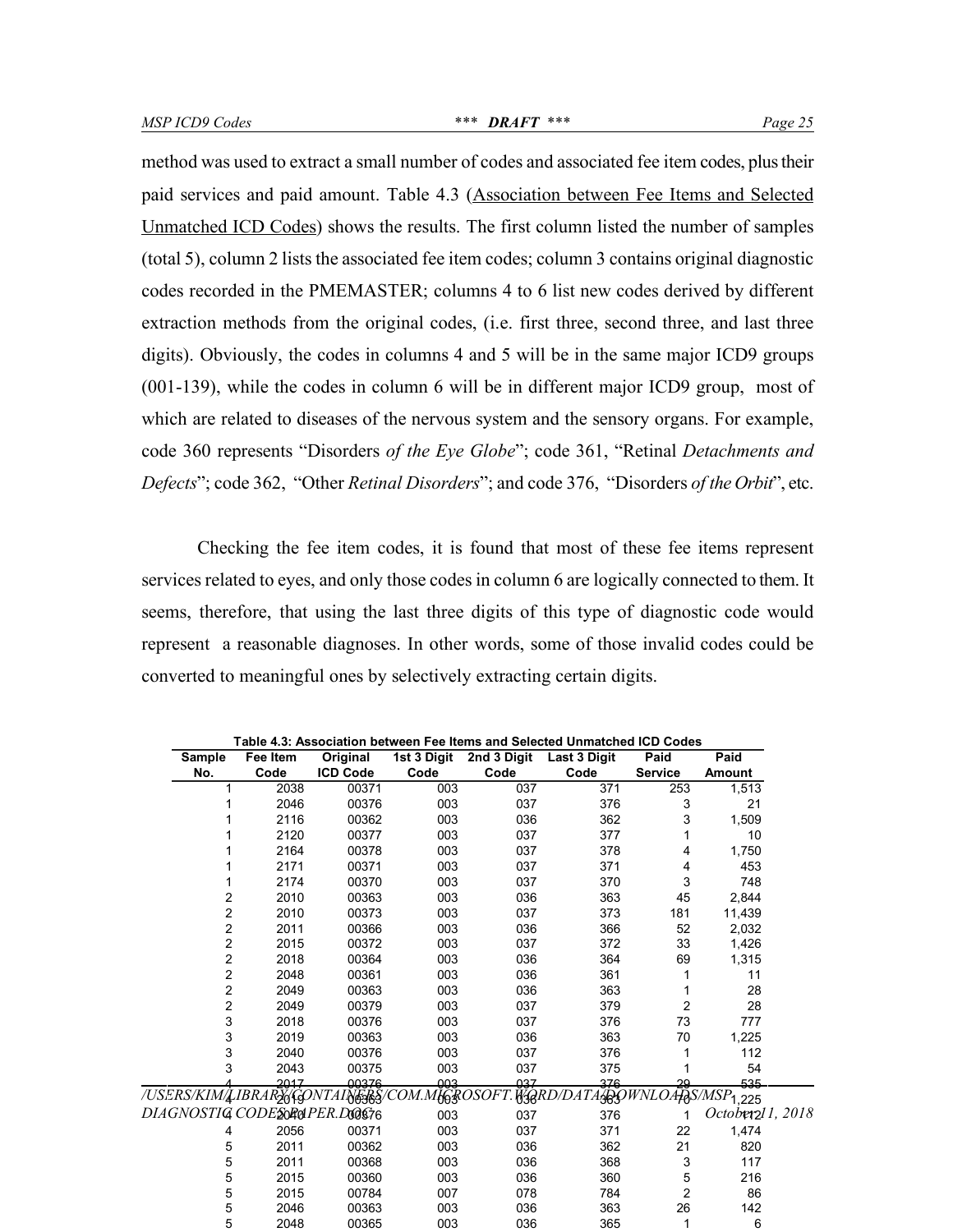method was used to extract a small number of codes and associated fee item codes, plus their paid services and paid amount. Table 4.3 (Association between Fee Items and Selected Unmatched ICD Codes) shows the results. The first column listed the number of samples (total 5), column 2 lists the associated fee item codes; column 3 contains original diagnostic codes recorded in the PMEMASTER; columns 4 to 6 list new codes derived by different extraction methods from the original codes, (i.e. first three, second three, and last three digits). Obviously, the codes in columns 4 and 5 will be in the same major ICD9 groups (001-139), while the codes in column 6 will be in different major ICD9 group, most of which are related to diseases of the nervous system and the sensory organs. For example, code 360 represents "Disorders *of the Eye Globe*"; code 361, "Retinal *Detachments and Defects*"; code 362, "Other *Retinal Disorders*"; and code 376, "Disorders *of the Orbit*", etc.

Checking the fee item codes, it is found that most of these fee items represent services related to eyes, and only those codes in column 6 are logically connected to them. It seems, therefore, that using the last three digits of this type of diagnostic code would represent a reasonable diagnoses. In other words, some of those invalid codes could be converted to meaningful ones by selectively extracting certain digits.

**Table 4.3: Association between Fee Items and Selected Unmatched ICD Codes**

| Sample No. | Fee Item Code | Original ICD Code | 1st 3 Digit Code | 2nd 3 Digit Code | Last 3 Digit Code | Paid Service | Paid Amount |
|---|---|---|---|---|---|---|---|
| 1 | 2038 | 00371 | 003 | 037 | 371 | 253 | 1,513 |
| 1 | 2046 | 00376 | 003 | 037 | 376 | 3 | 21 |
| 1 | 2116 | 00362 | 003 | 036 | 362 | 3 | 1,509 |
| 1 | 2120 | 00377 | 003 | 037 | 377 | 1 | 10 |
| 1 | 2164 | 00378 | 003 | 037 | 378 | 4 | 1,750 |
| 1 | 2171 | 00371 | 003 | 037 | 371 | 4 | 453 |
| 1 | 2174 | 00370 | 003 | 037 | 370 | 3 | 748 |
| 2 | 2010 | 00363 | 003 | 036 | 363 | 45 | 2,844 |
| 2 | 2010 | 00373 | 003 | 037 | 373 | 181 | 11,439 |
| 2 | 2011 | 00366 | 003 | 036 | 366 | 52 | 2,032 |
| 2 | 2015 | 00372 | 003 | 037 | 372 | 33 | 1,426 |
| 2 | 2018 | 00364 | 003 | 036 | 364 | 69 | 1,315 |
| 2 | 2048 | 00361 | 003 | 036 | 361 | 1 | 11 |
| 2 | 2049 | 00363 | 003 | 036 | 363 | 1 | 28 |
| 2 | 2049 | 00379 | 003 | 037 | 379 | 2 | 28 |
| 3 | 2018 | 00376 | 003 | 037 | 376 | 73 | 777 |
| 3 | 2019 | 00363 | 003 | 036 | 363 | 70 | 1,225 |
| 3 | 2040 | 00376 | 003 | 037 | 376 | 1 | 112 |
| 3 | 2043 | 00375 | 003 | 037 | 375 | 1 | 54 |
| 4 | 2017 | 00376 | 003 | 037 | 376 | 29 | 535 |
| 4 | 2019 | 00363 | 003 | 036 | 363 | 70 | 1,225 |
| 4 | 2040 | 00376 | 003 | 037 | 376 | 1 | 112 |
| 4 | 2056 | 00371 | 003 | 037 | 371 | 22 | 1,474 |
| 5 | 2011 | 00362 | 003 | 036 | 362 | 21 | 820 |
| 5 | 2011 | 00368 | 003 | 036 | 368 | 3 | 117 |
| 5 | 2015 | 00360 | 003 | 036 | 360 | 5 | 216 |
| 5 | 2015 | 00784 | 007 | 078 | 784 | 2 | 86 |
| 5 | 2046 | 00363 | 003 | 036 | 363 | 26 | 142 |
| 5 | 2048 | 00365 | 003 | 036 | 365 | 1 | 6 |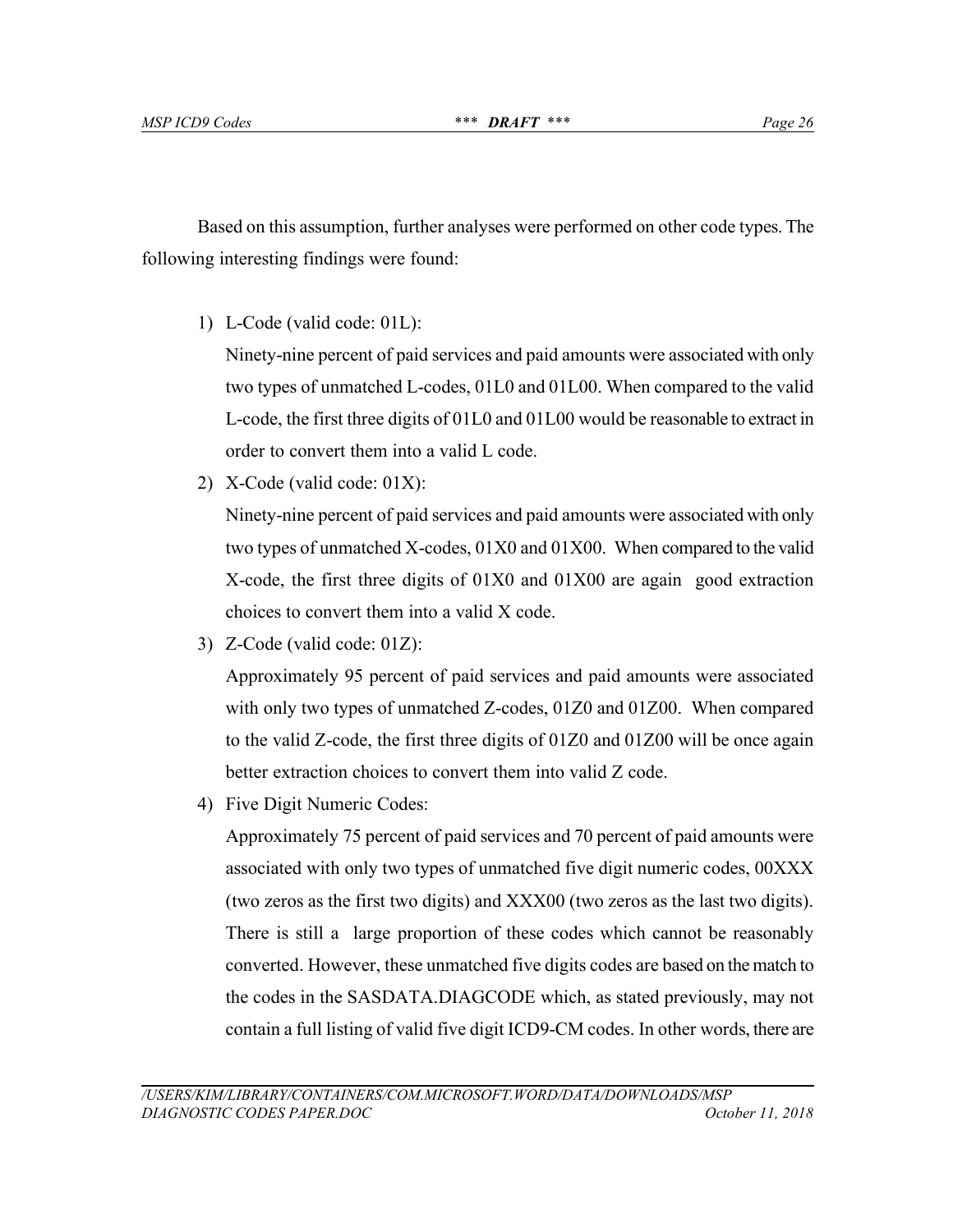Based on this assumption, further analyses were performed on other code types. The following interesting findings were found:

1) L-Code (valid code: 01L):
   Ninety-nine percent of paid services and paid amounts were associated with only two types of unmatched L-codes, 01L0 and 01L00. When compared to the valid L-code, the first three digits of 01L0 and 01L00 would be reasonable to extract in order to convert them into a valid L code.
2) X-Code (valid code: 01X):
   Ninety-nine percent of paid services and paid amounts were associated with only two types of unmatched X-codes, 01X0 and 01X00. When compared to the valid X-code, the first three digits of 01X0 and 01X00 are again good extraction choices to convert them into a valid X code.
3) Z-Code (valid code: 01Z):
   Approximately 95 percent of paid services and paid amounts were associated with only two types of unmatched Z-codes, 01Z0 and 01Z00. When compared to the valid Z-code, the first three digits of 01Z0 and 01Z00 will be once again better extraction choices to convert them into valid Z code.
4) Five Digit Numeric Codes:
   Approximately 75 percent of paid services and 70 percent of paid amounts were associated with only two types of unmatched five digit numeric codes, 00XXX (two zeros as the first two digits) and XXX00 (two zeros as the last two digits). There is still a large proportion of these codes which cannot be reasonably converted. However, these unmatched five digits codes are based on the match to the codes in the SASDATA.DIAGCODE which, as stated previously, may not contain a full listing of valid five digit ICD9-CM codes. In other words, there are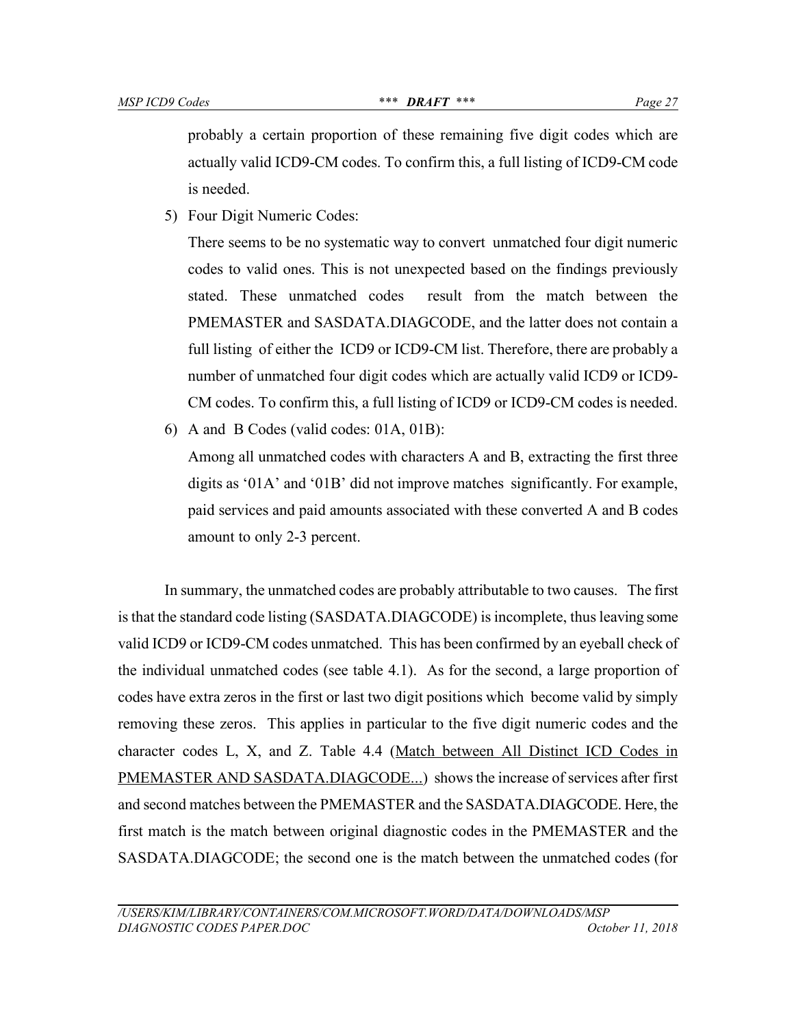probably a certain proportion of these remaining five digit codes which are actually valid ICD9-CM codes. To confirm this, a full listing of ICD9-CM code is needed.

5) Four Digit Numeric Codes:

   There seems to be no systematic way to convert unmatched four digit numeric codes to valid ones. This is not unexpected based on the findings previously stated. These unmatched codes result from the match between the PMEMASTER and SASDATA.DIAGCODE, and the latter does not contain a full listing of either the ICD9 or ICD9-CM list. Therefore, there are probably a number of unmatched four digit codes which are actually valid ICD9 or ICD9-CM codes. To confirm this, a full listing of ICD9 or ICD9-CM codes is needed.

6) A and B Codes (valid codes: 01A, 01B):

   Among all unmatched codes with characters A and B, extracting the first three digits as '01A' and '01B' did not improve matches significantly. For example, paid services and paid amounts associated with these converted A and B codes amount to only 2-3 percent.

In summary, the unmatched codes are probably attributable to two causes. The first is that the standard code listing (SASDATA.DIAGCODE) is incomplete, thus leaving some valid ICD9 or ICD9-CM codes unmatched. This has been confirmed by an eyeball check of the individual unmatched codes (see table 4.1). As for the second, a large proportion of codes have extra zeros in the first or last two digit positions which become valid by simply removing these zeros. This applies in particular to the five digit numeric codes and the character codes L, X, and Z. Table 4.4 (Match between All Distinct ICD Codes in PMEMASTER AND SASDATA.DIAGCODE...) shows the increase of services after first and second matches between the PMEMASTER and the SASDATA.DIAGCODE. Here, the first match is the match between original diagnostic codes in the PMEMASTER and the SASDATA.DIAGCODE; the second one is the match between the unmatched codes (for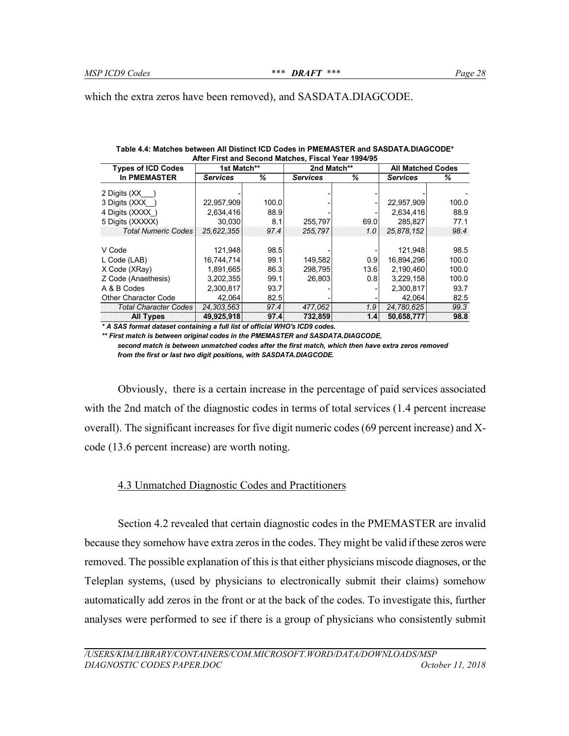which the extra zeros have been removed), and SASDATA.DIAGCODE.

**Table 4.4: Matches between All Distinct ICD Codes in PMEMASTER and SASDATA.DIAGCODE* After First and Second Matches, Fiscal Year 1994/95**

| Types of ICD Codes | 1st Match** | | 2nd Match** | | All Matched Codes | |
|---|---|---|---|---|---|---|
| In PMEMASTER | *Services* | *%* | *Services* | *%* | *Services* | *%* |
| 2 Digits (XX___) | - | | - | - | - | - |
| 3 Digits (XXX__) | 22,957,909 | 100.0 | - | - | 22,957,909 | 100.0 |
| 4 Digits (XXXX_) | 2,634,416 | 88.9 | - | - | 2,634,416 | 88.9 |
| 5 Digits (XXXXX) | 30,030 | 8.1 | 255,797 | 69.0 | 285,827 | 77.1 |
| *Total Numeric Codes* | *25,622,355* | *97.4* | *255,797* | *1.0* | *25,878,152* | *98.4* |
| V Code | 121,948 | 98.5 | - | - | 121,948 | 98.5 |
| L Code (LAB) | 16,744,714 | 99.1 | 149,582 | 0.9 | 16,894,296 | 100.0 |
| X Code (XRay) | 1,891,665 | 86.3 | 298,795 | 13.6 | 2,190,460 | 100.0 |
| Z Code (Anaethesis) | 3,202,355 | 99.1 | 26,803 | 0.8 | 3,229,158 | 100.0 |
| A & B Codes | 2,300,817 | 93.7 | - | - | 2,300,817 | 93.7 |
| Other Character Code | 42,064 | 82.5 | - | - | 42,064 | 82.5 |
| *Total Character Codes* | *24,303,563* | *97.4* | *477,062* | *1.9* | *24,780,625* | *99.3* |
| **All Types** | **49,925,918** | **97.4** | **732,859** | **1.4** | **50,658,777** | **98.8** |

***\* A SAS format dataset containing a full list of official WHO's ICD9 codes.***

***\*\* First match is between original codes in the PMEMASTER and SASDATA.DIAGCODE, second match is between unmatched codes after the first match, which then have extra zeros removed from the first or last two digit positions, with SASDATA.DIAGCODE.***

Obviously, there is a certain increase in the percentage of paid services associated with the 2nd match of the diagnostic codes in terms of total services (1.4 percent increase overall). The significant increases for five digit numeric codes (69 percent increase) and X-code (13.6 percent increase) are worth noting.

## 4.3 Unmatched Diagnostic Codes and Practitioners

Section 4.2 revealed that certain diagnostic codes in the PMEMASTER are invalid because they somehow have extra zeros in the codes. They might be valid if these zeros were removed. The possible explanation of this is that either physicians miscode diagnoses, or the Teleplan systems, (used by physicians to electronically submit their claims) somehow automatically add zeros in the front or at the back of the codes. To investigate this, further analyses were performed to see if there is a group of physicians who consistently submit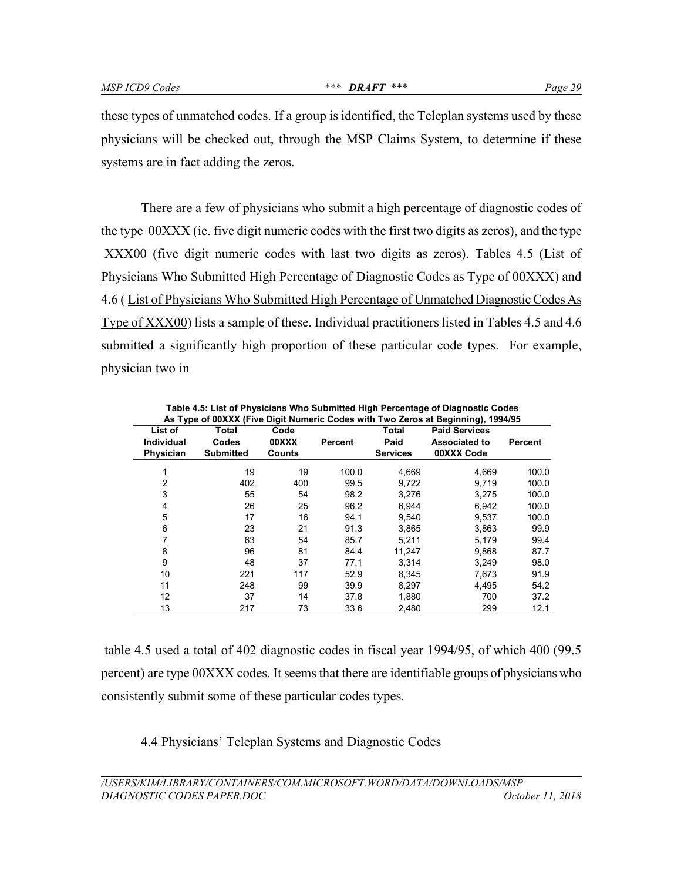these types of unmatched codes. If a group is identified, the Teleplan systems used by these physicians will be checked out, through the MSP Claims System, to determine if these systems are in fact adding the zeros.

There are a few of physicians who submit a high percentage of diagnostic codes of the type 00XXX (ie. five digit numeric codes with the first two digits as zeros), and the type XXX00 (five digit numeric codes with last two digits as zeros). Tables 4.5 (List of Physicians Who Submitted High Percentage of Diagnostic Codes as Type of 00XXX) and 4.6 ( List of Physicians Who Submitted High Percentage of Unmatched Diagnostic Codes As Type of XXX00) lists a sample of these. Individual practitioners listed in Tables 4.5 and 4.6 submitted a significantly high proportion of these particular code types. For example, physician two in table 4.5 used a total of 402 diagnostic codes in fiscal year 1994/95, of which 400 (99.5 percent) are type 00XXX codes. It seems that there are identifiable groups of physicians who consistently submit some of these particular codes types.

**Table 4.5: List of Physicians Who Submitted High Percentage of Diagnostic Codes As Type of 00XXX (Five Digit Numeric Codes with Two Zeros at Beginning), 1994/95**

| List of Individual Physician | Total Codes Submitted | Code 00XXX Counts | Percent | Total Paid Services | Paid Services Associated to 00XXX Code | Percent |
|---|---|---|---|---|---|---|
| 1 | 19 | 19 | 100.0 | 4,669 | 4,669 | 100.0 |
| 2 | 402 | 400 | 99.5 | 9,722 | 9,719 | 100.0 |
| 3 | 55 | 54 | 98.2 | 3,276 | 3,275 | 100.0 |
| 4 | 26 | 25 | 96.2 | 6,944 | 6,942 | 100.0 |
| 5 | 17 | 16 | 94.1 | 9,540 | 9,537 | 100.0 |
| 6 | 23 | 21 | 91.3 | 3,865 | 3,863 | 99.9 |
| 7 | 63 | 54 | 85.7 | 5,211 | 5,179 | 99.4 |
| 8 | 96 | 81 | 84.4 | 11,247 | 9,868 | 87.7 |
| 9 | 48 | 37 | 77.1 | 3,314 | 3,249 | 98.0 |
| 10 | 221 | 117 | 52.9 | 8,345 | 7,673 | 91.9 |
| 11 | 248 | 99 | 39.9 | 8,297 | 4,495 | 54.2 |
| 12 | 37 | 14 | 37.8 | 1,880 | 700 | 37.2 |
| 13 | 217 | 73 | 33.6 | 2,480 | 299 | 12.1 |

## 4.4 Physicians' Teleplan Systems and Diagnostic Codes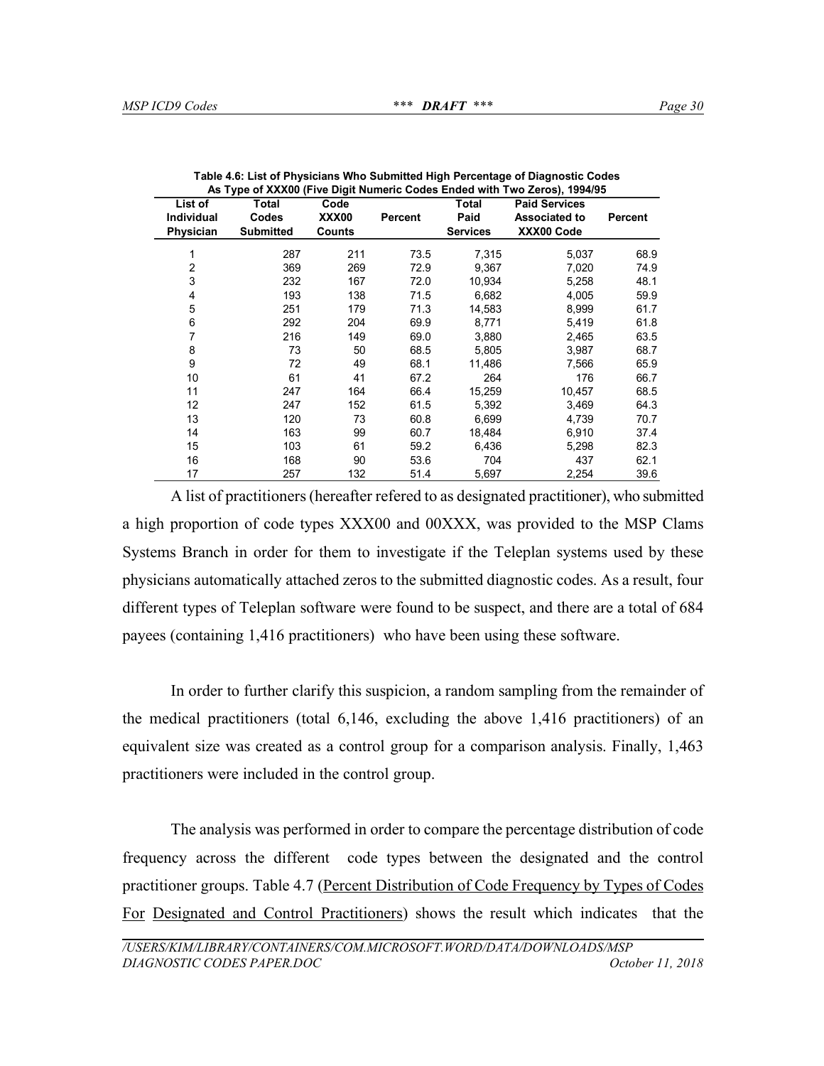**Table 4.6: List of Physicians Who Submitted High Percentage of Diagnostic Codes As Type of XXX00 (Five Digit Numeric Codes Ended with Two Zeros), 1994/95**

| List of Individual Physician | Total Codes Submitted | Code XXX00 Counts | Percent | Total Paid Services | Paid Services Associated to XXX00 Code | Percent |
|---|---|---|---|---|---|---|
| 1 | 287 | 211 | 73.5 | 7,315 | 5,037 | 68.9 |
| 2 | 369 | 269 | 72.9 | 9,367 | 7,020 | 74.9 |
| 3 | 232 | 167 | 72.0 | 10,934 | 5,258 | 48.1 |
| 4 | 193 | 138 | 71.5 | 6,682 | 4,005 | 59.9 |
| 5 | 251 | 179 | 71.3 | 14,583 | 8,999 | 61.7 |
| 6 | 292 | 204 | 69.9 | 8,771 | 5,419 | 61.8 |
| 7 | 216 | 149 | 69.0 | 3,880 | 2,465 | 63.5 |
| 8 | 73 | 50 | 68.5 | 5,805 | 3,987 | 68.7 |
| 9 | 72 | 49 | 68.1 | 11,486 | 7,566 | 65.9 |
| 10 | 61 | 41 | 67.2 | 264 | 176 | 66.7 |
| 11 | 247 | 164 | 66.4 | 15,259 | 10,457 | 68.5 |
| 12 | 247 | 152 | 61.5 | 5,392 | 3,469 | 64.3 |
| 13 | 120 | 73 | 60.8 | 6,699 | 4,739 | 70.7 |
| 14 | 163 | 99 | 60.7 | 18,484 | 6,910 | 37.4 |
| 15 | 103 | 61 | 59.2 | 6,436 | 5,298 | 82.3 |
| 16 | 168 | 90 | 53.6 | 704 | 437 | 62.1 |
| 17 | 257 | 132 | 51.4 | 5,697 | 2,254 | 39.6 |

A list of practitioners (hereafter refered to as designated practitioner), who submitted a high proportion of code types XXX00 and 00XXX, was provided to the MSP Clams Systems Branch in order for them to investigate if the Teleplan systems used by these physicians automatically attached zeros to the submitted diagnostic codes. As a result, four different types of Teleplan software were found to be suspect, and there are a total of 684 payees (containing 1,416 practitioners) who have been using these software.

In order to further clarify this suspicion, a random sampling from the remainder of the medical practitioners (total 6,146, excluding the above 1,416 practitioners) of an equivalent size was created as a control group for a comparison analysis. Finally, 1,463 practitioners were included in the control group.

The analysis was performed in order to compare the percentage distribution of code frequency across the different code types between the designated and the control practitioner groups. Table 4.7 (Percent Distribution of Code Frequency by Types of Codes For Designated and Control Practitioners) shows the result which indicates that the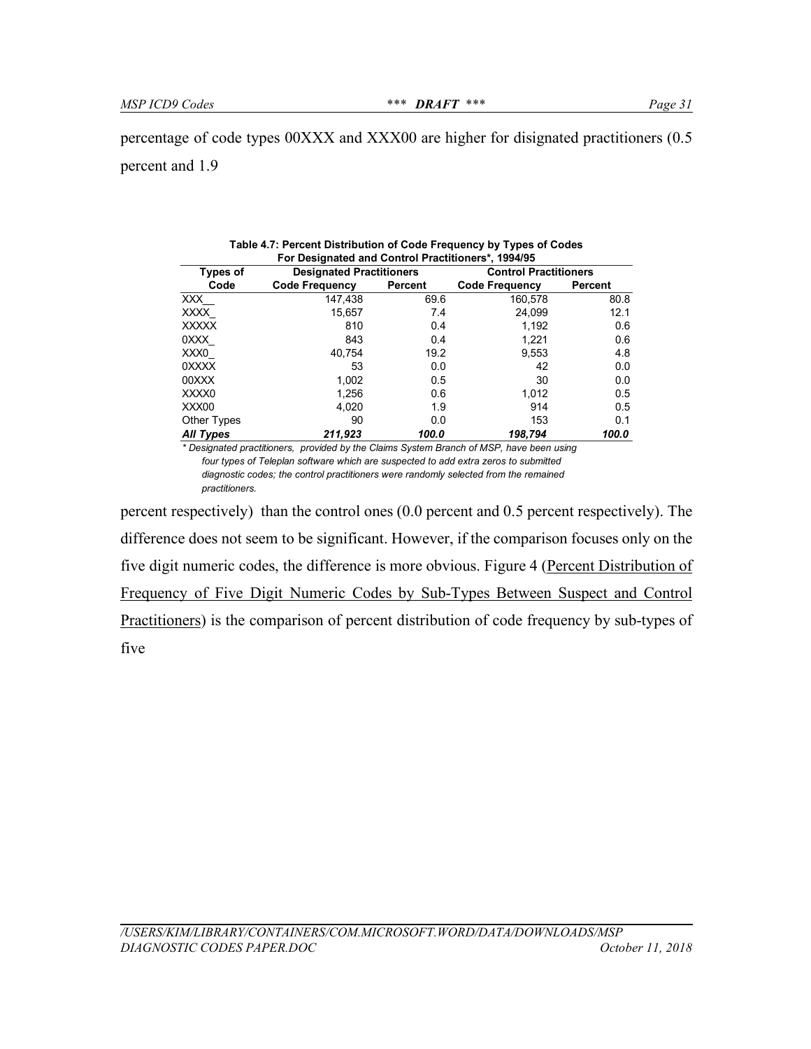percentage of code types 00XXX and XXX00 are higher for disignated practitioners (0.5 percent and 1.9

**Table 4.7: Percent Distribution of Code Frequency by Types of Codes For Designated and Control Practitioners*, 1994/95**

| Types of | Designated Practitioners | | Control Practitioners | |
|---|---|---|---|---|
| Code | Code Frequency | Percent | Code Frequency | Percent |
| XXX__ | 147,438 | 69.6 | 160,578 | 80.8 |
| XXXX_ | 15,657 | 7.4 | 24,099 | 12.1 |
| XXXXX | 810 | 0.4 | 1,192 | 0.6 |
| 0XXX_ | 843 | 0.4 | 1,221 | 0.6 |
| XXX0_ | 40,754 | 19.2 | 9,553 | 4.8 |
| 0XXXX | 53 | 0.0 | 42 | 0.0 |
| 00XXX | 1,002 | 0.5 | 30 | 0.0 |
| XXXX0 | 1,256 | 0.6 | 1,012 | 0.5 |
| XXX00 | 4,020 | 1.9 | 914 | 0.5 |
| Other Types | 90 | 0.0 | 153 | 0.1 |
| ***All Types*** | ***211,923*** | ***100.0*** | ***198,794*** | ***100.0*** |

*\* Designated practitioners, provided by the Claims System Branch of MSP, have been using four types of Teleplan software which are suspected to add extra zeros to submitted diagnostic codes; the control practitioners were randomly selected from the remained practitioners.*

percent respectively) than the control ones (0.0 percent and 0.5 percent respectively). The difference does not seem to be significant. However, if the comparison focuses only on the five digit numeric codes, the difference is more obvious. Figure 4 (Percent Distribution of Frequency of Five Digit Numeric Codes by Sub-Types Between Suspect and Control Practitioners) is the comparison of percent distribution of code frequency by sub-types of five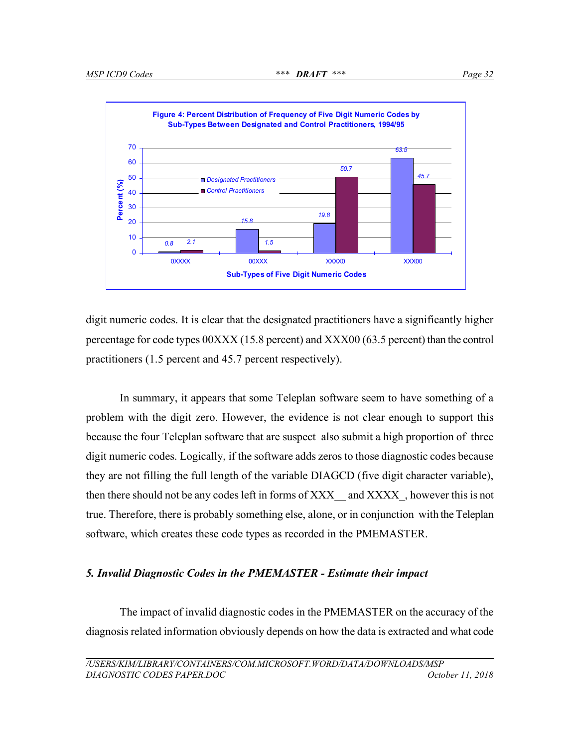**Figure 4: Percent Distribution of Frequency of Five Digit Numeric Codes by Sub-Types Between Designated and Control Practitioners, 1994/95**

| Sub-Types of Five Digit Numeric Codes | Designated Practitioners (%) | Control Practitioners (%) |
|---|---|---|
| 0XXXX | 0.8 | 2.1 |
| 00XXX | 15.8 | 1.5 |
| XXXX0 | 19.8 | 50.7 |
| XXX00 | 63.5 | 45.7 |

digit numeric codes. It is clear that the designated practitioners have a significantly higher percentage for code types 00XXX (15.8 percent) and XXX00 (63.5 percent) than the control practitioners (1.5 percent and 45.7 percent respectively).

In summary, it appears that some Teleplan software seem to have something of a problem with the digit zero. However, the evidence is not clear enough to support this because the four Teleplan software that are suspect also submit a high proportion of three digit numeric codes. Logically, if the software adds zeros to those diagnostic codes because they are not filling the full length of the variable DIAGCD (five digit character variable), then there should not be any codes left in forms of XXX__ and XXXX_, however this is not true. Therefore, there is probably something else, alone, or in conjunction with the Teleplan software, which creates these code types as recorded in the PMEMASTER.

### *5. Invalid Diagnostic Codes in the PMEMASTER - Estimate their impact*

The impact of invalid diagnostic codes in the PMEMASTER on the accuracy of the diagnosis related information obviously depends on how the data is extracted and what code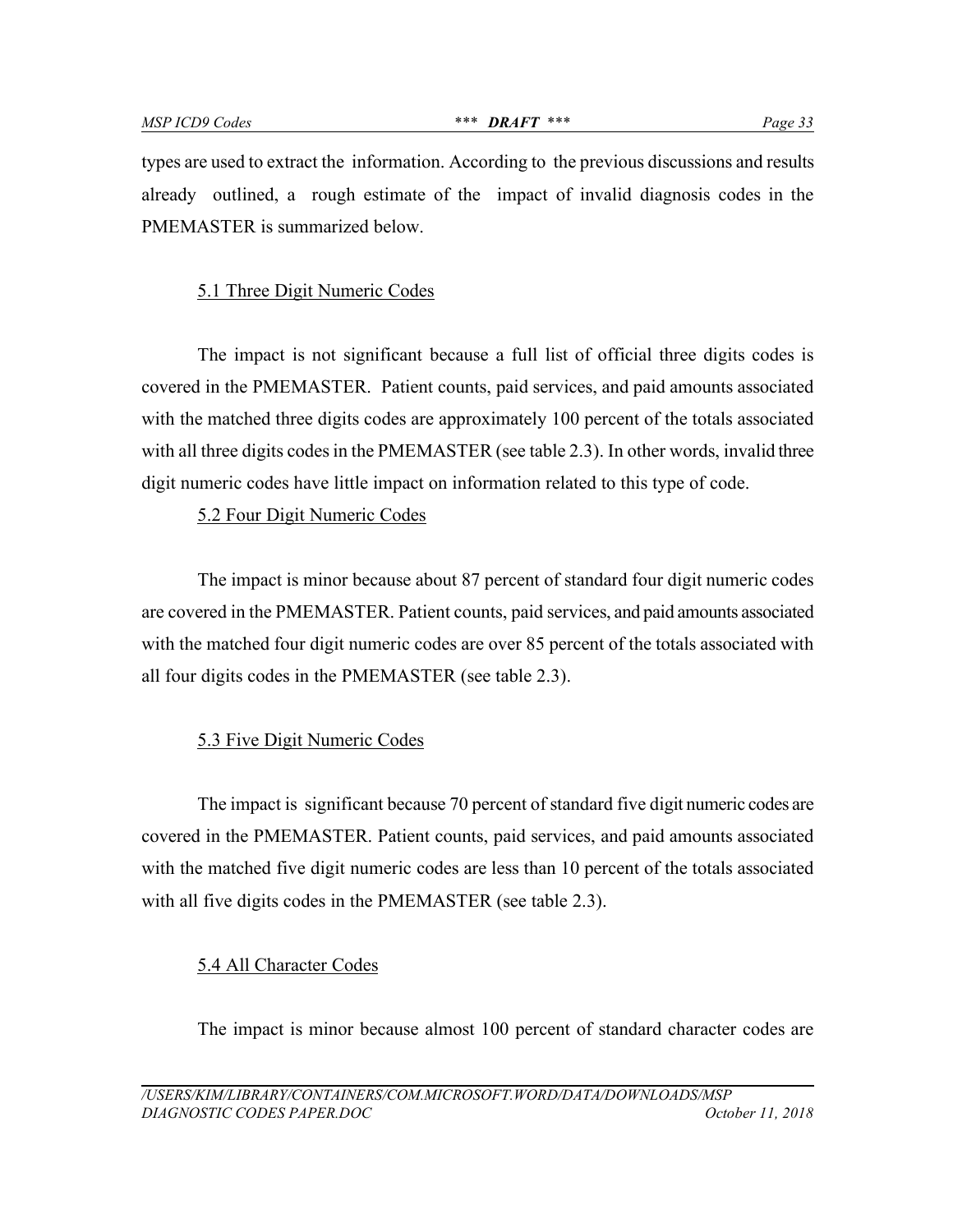types are used to extract the information. According to the previous discussions and results already outlined, a rough estimate of the impact of invalid diagnosis codes in the PMEMASTER is summarized below.

### 5.1 Three Digit Numeric Codes

The impact is not significant because a full list of official three digits codes is covered in the PMEMASTER. Patient counts, paid services, and paid amounts associated with the matched three digits codes are approximately 100 percent of the totals associated with all three digits codes in the PMEMASTER (see table 2.3). In other words, invalid three digit numeric codes have little impact on information related to this type of code.

### 5.2 Four Digit Numeric Codes

The impact is minor because about 87 percent of standard four digit numeric codes are covered in the PMEMASTER. Patient counts, paid services, and paid amounts associated with the matched four digit numeric codes are over 85 percent of the totals associated with all four digits codes in the PMEMASTER (see table 2.3).

### 5.3 Five Digit Numeric Codes

The impact is significant because 70 percent of standard five digit numeric codes are covered in the PMEMASTER. Patient counts, paid services, and paid amounts associated with the matched five digit numeric codes are less than 10 percent of the totals associated with all five digits codes in the PMEMASTER (see table 2.3).

### 5.4 All Character Codes

The impact is minor because almost 100 percent of standard character codes are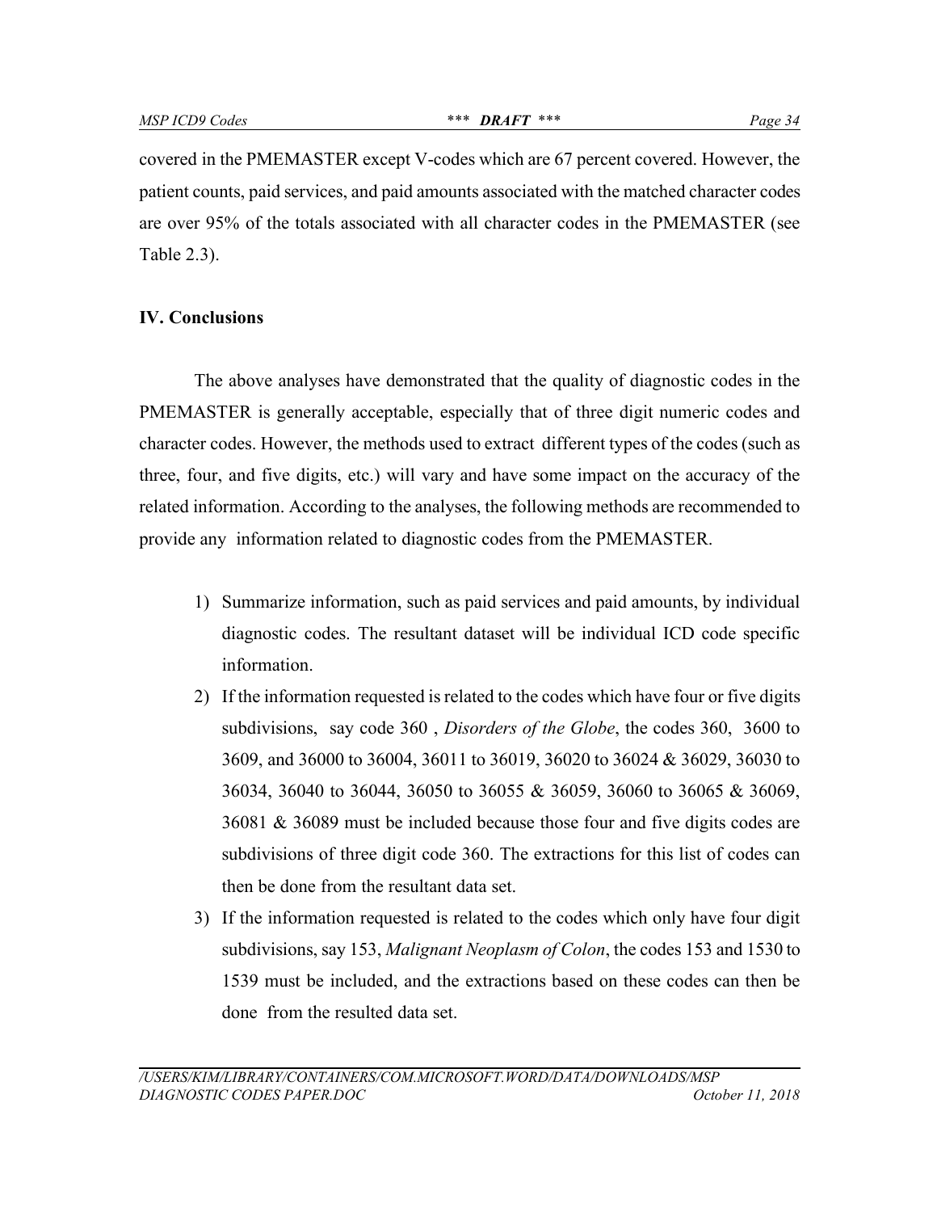covered in the PMEMASTER except V-codes which are 67 percent covered. However, the patient counts, paid services, and paid amounts associated with the matched character codes are over 95% of the totals associated with all character codes in the PMEMASTER (see Table 2.3).

## IV. Conclusions

The above analyses have demonstrated that the quality of diagnostic codes in the PMEMASTER is generally acceptable, especially that of three digit numeric codes and character codes. However, the methods used to extract different types of the codes (such as three, four, and five digits, etc.) will vary and have some impact on the accuracy of the related information. According to the analyses, the following methods are recommended to provide any information related to diagnostic codes from the PMEMASTER.

1) Summarize information, such as paid services and paid amounts, by individual diagnostic codes. The resultant dataset will be individual ICD code specific information.
2) If the information requested is related to the codes which have four or five digits subdivisions, say code 360 , *Disorders of the Globe*, the codes 360, 3600 to 3609, and 36000 to 36004, 36011 to 36019, 36020 to 36024 & 36029, 36030 to 36034, 36040 to 36044, 36050 to 36055 & 36059, 36060 to 36065 & 36069, 36081 & 36089 must be included because those four and five digits codes are subdivisions of three digit code 360. The extractions for this list of codes can then be done from the resultant data set.
3) If the information requested is related to the codes which only have four digit subdivisions, say 153, *Malignant Neoplasm of Colon*, the codes 153 and 1530 to 1539 must be included, and the extractions based on these codes can then be done from the resulted data set.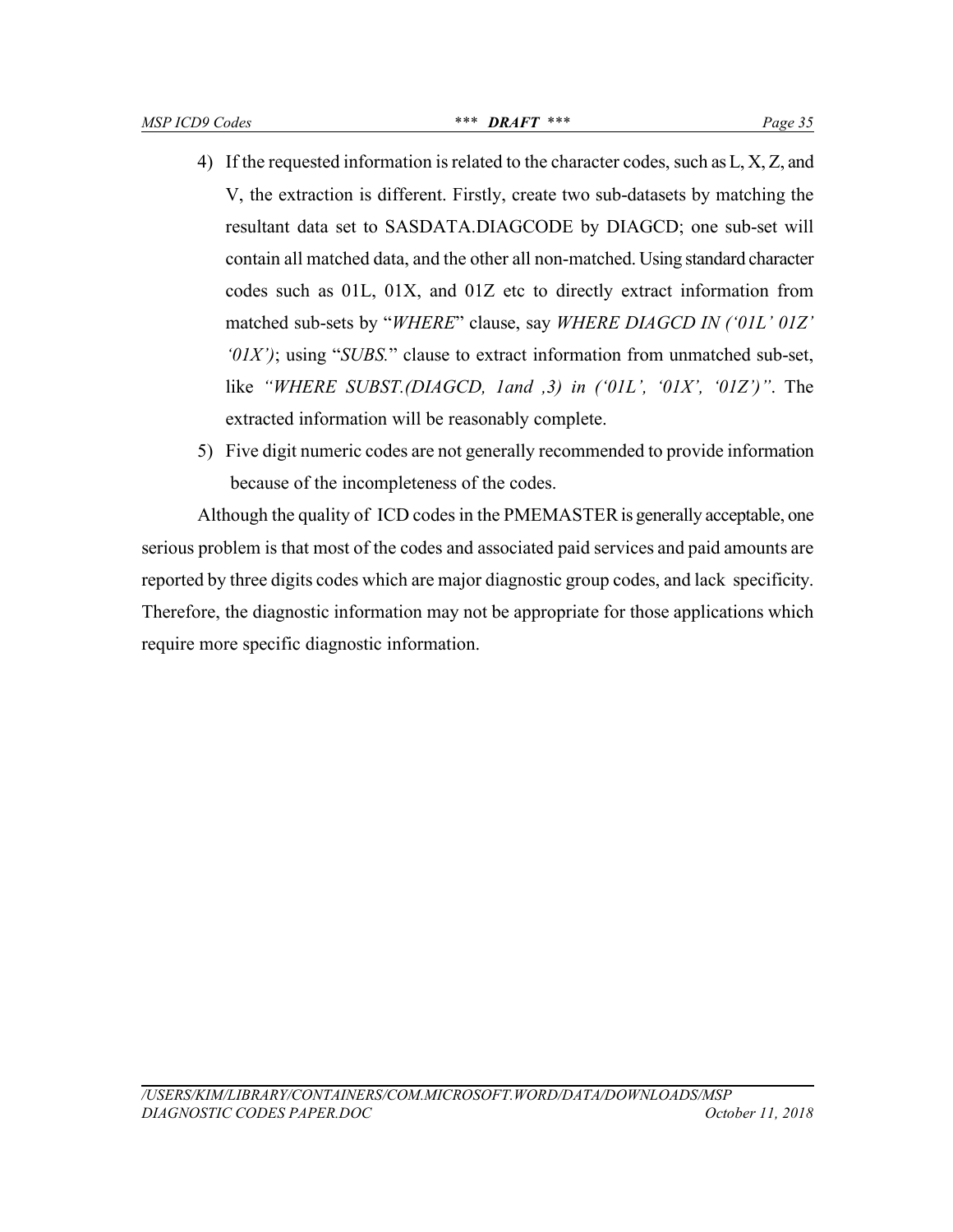4) If the requested information is related to the character codes, such as L, X, Z, and V, the extraction is different. Firstly, create two sub-datasets by matching the resultant data set to SASDATA.DIAGCODE by DIAGCD; one sub-set will contain all matched data, and the other all non-matched. Using standard character codes such as 01L, 01X, and 01Z etc to directly extract information from matched sub-sets by "*WHERE*" clause, say *WHERE DIAGCD IN ('01L' 01Z' '01X')*; using "*SUBS.*" clause to extract information from unmatched sub-set, like *"WHERE SUBST.(DIAGCD, 1and ,3) in ('01L', '01X', '01Z')"*. The extracted information will be reasonably complete.

5) Five digit numeric codes are not generally recommended to provide information because of the incompleteness of the codes.

Although the quality of ICD codes in the PMEMASTER is generally acceptable, one serious problem is that most of the codes and associated paid services and paid amounts are reported by three digits codes which are major diagnostic group codes, and lack specificity. Therefore, the diagnostic information may not be appropriate for those applications which require more specific diagnostic information.